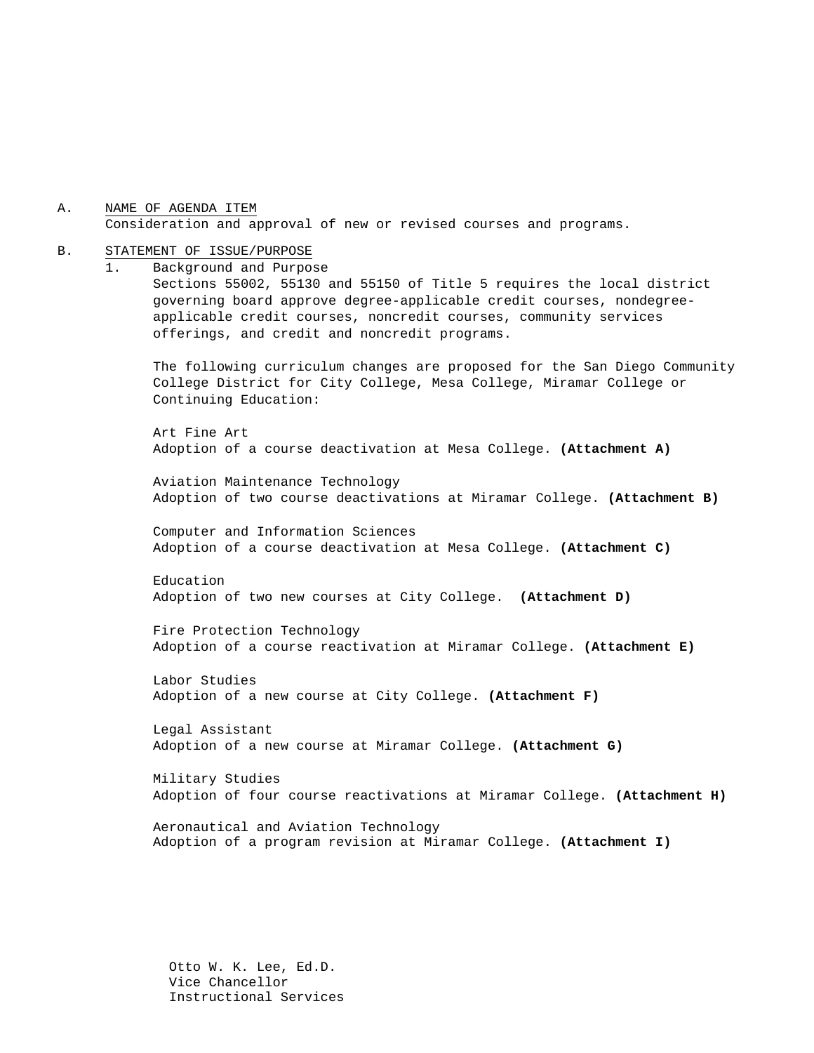A. NAME OF AGENDA ITEM

Consideration and approval of new or revised courses and programs.

B. STATEMENT OF ISSUE/PURPOSE

1. Background and Purpose

Sections 55002, 55130 and 55150 of Title 5 requires the local district governing board approve degree-applicable credit courses, nondegree-applicable credit courses, noncredit courses, community services offerings, and credit and noncredit programs.

The following curriculum changes are proposed for the San Diego Community College District for City College, Mesa College, Miramar College or Continuing Education:

Art Fine Art
Adoption of a course deactivation at Mesa College. **(Attachment A)**

Aviation Maintenance Technology
Adoption of two course deactivations at Miramar College. **(Attachment B)**

Computer and Information Sciences
Adoption of a course deactivation at Mesa College. **(Attachment C)**

Education
Adoption of two new courses at City College. **(Attachment D)**

Fire Protection Technology
Adoption of a course reactivation at Miramar College. **(Attachment E)**

Labor Studies
Adoption of a new course at City College. **(Attachment F)**

Legal Assistant
Adoption of a new course at Miramar College. **(Attachment G)**

Military Studies
Adoption of four course reactivations at Miramar College. **(Attachment H)**

Aeronautical and Aviation Technology
Adoption of a program revision at Miramar College. **(Attachment I)**

Otto W. K. Lee, Ed.D.
Vice Chancellor
Instructional Services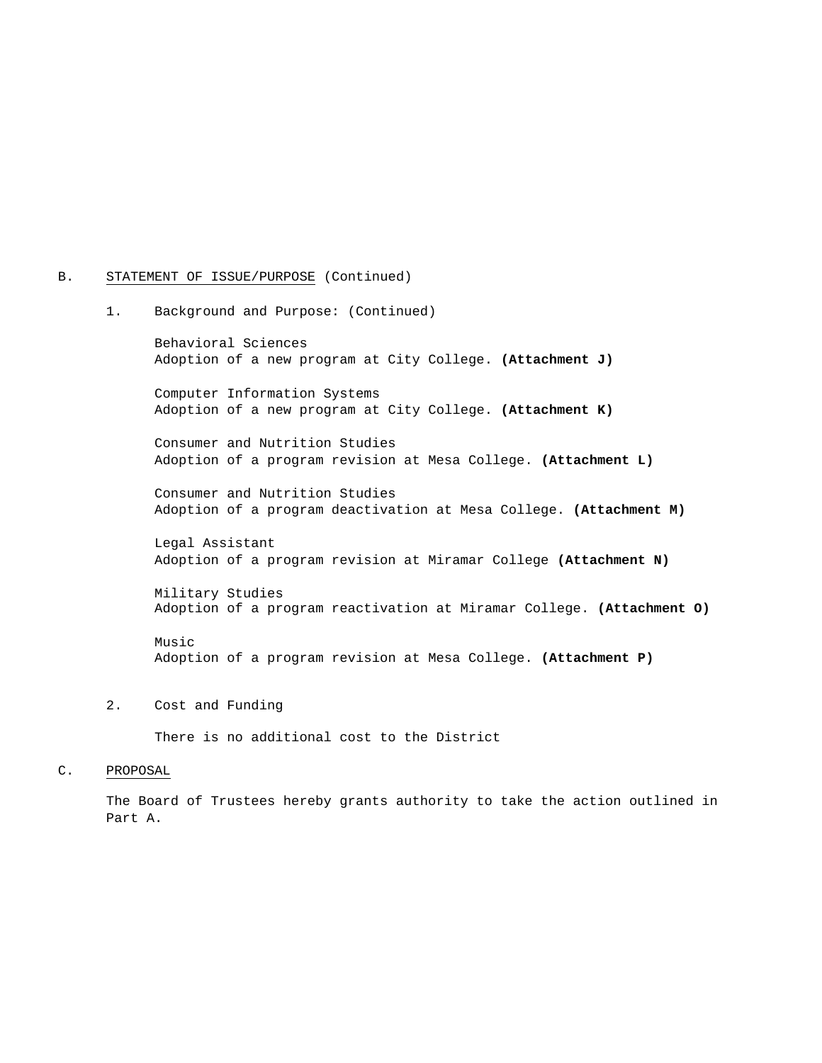B. STATEMENT OF ISSUE/PURPOSE (Continued)

1. Background and Purpose: (Continued)

Behavioral Sciences
Adoption of a new program at City College. **(Attachment J)**

Computer Information Systems
Adoption of a new program at City College. **(Attachment K)**

Consumer and Nutrition Studies
Adoption of a program revision at Mesa College. **(Attachment L)**

Consumer and Nutrition Studies
Adoption of a program deactivation at Mesa College. **(Attachment M)**

Legal Assistant
Adoption of a program revision at Miramar College **(Attachment N)**

Military Studies
Adoption of a program reactivation at Miramar College. **(Attachment O)**

Music
Adoption of a program revision at Mesa College. **(Attachment P)**

2. Cost and Funding

There is no additional cost to the District

C. PROPOSAL

The Board of Trustees hereby grants authority to take the action outlined in Part A.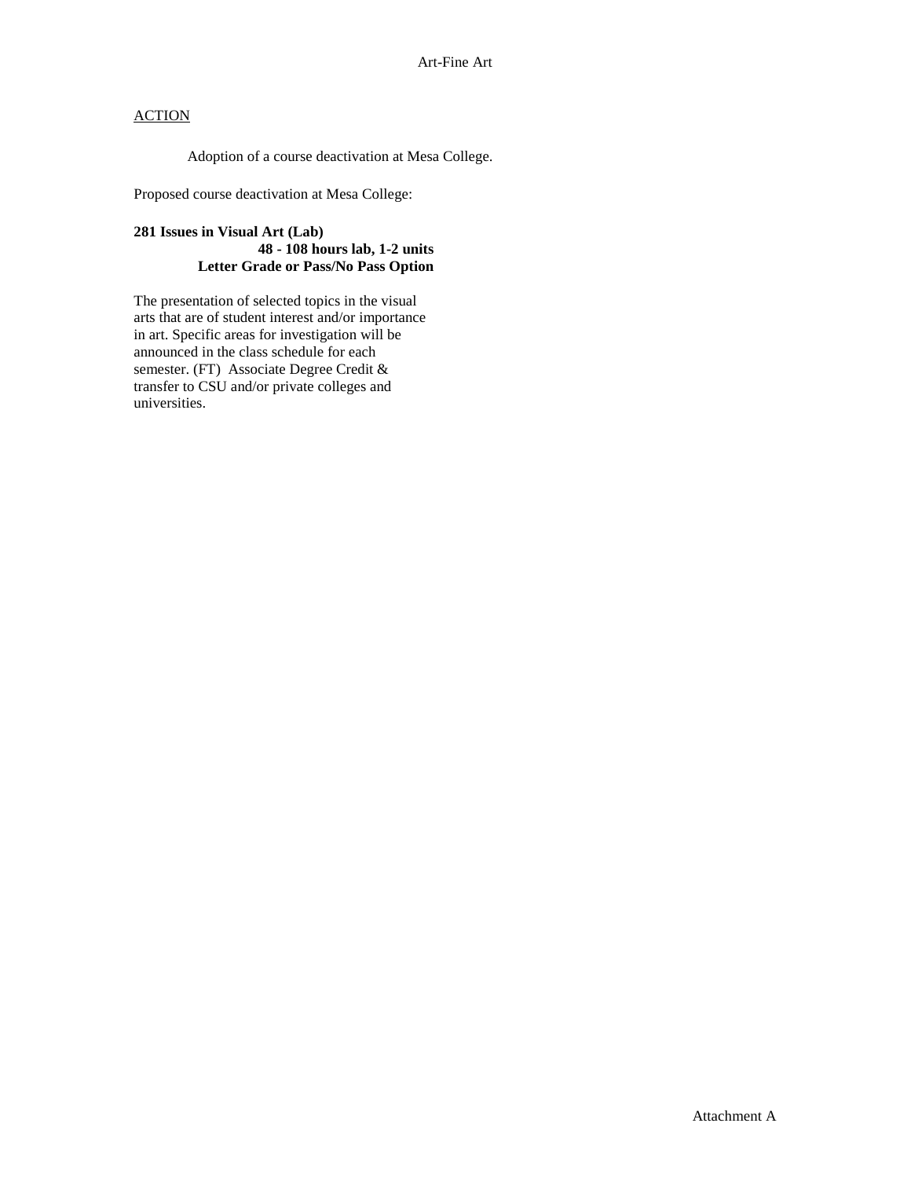Art-Fine Art

ACTION

Adoption of a course deactivation at Mesa College.

Proposed course deactivation at Mesa College:

**281 Issues in Visual Art (Lab)**
**48 - 108 hours lab, 1-2 units**
**Letter Grade or Pass/No Pass Option**

The presentation of selected topics in the visual arts that are of student interest and/or importance in art. Specific areas for investigation will be announced in the class schedule for each semester. (FT) Associate Degree Credit & transfer to CSU and/or private colleges and universities.

Attachment A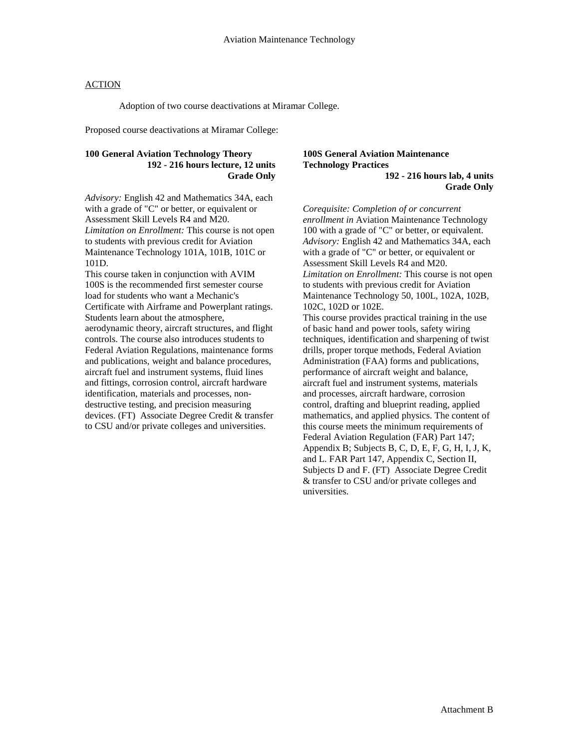Aviation Maintenance Technology

ACTION

Adoption of two course deactivations at Miramar College.

Proposed course deactivations at Miramar College:

**100 General Aviation Technology Theory**
**192 - 216 hours lecture, 12 units**
**Grade Only**

*Advisory:* English 42 and Mathematics 34A, each with a grade of "C" or better, or equivalent or Assessment Skill Levels R4 and M20.
*Limitation on Enrollment:* This course is not open to students with previous credit for Aviation Maintenance Technology 101A, 101B, 101C or 101D.
This course taken in conjunction with AVIM 100S is the recommended first semester course load for students who want a Mechanic's Certificate with Airframe and Powerplant ratings. Students learn about the atmosphere, aerodynamic theory, aircraft structures, and flight controls. The course also introduces students to Federal Aviation Regulations, maintenance forms and publications, weight and balance procedures, aircraft fuel and instrument systems, fluid lines and fittings, corrosion control, aircraft hardware identification, materials and processes, non-destructive testing, and precision measuring devices. (FT) Associate Degree Credit & transfer to CSU and/or private colleges and universities.

**100S General Aviation Maintenance Technology Practices**
**192 - 216 hours lab, 4 units**
**Grade Only**

*Corequisite: Completion of or concurrent enrollment in* Aviation Maintenance Technology 100 with a grade of "C" or better, or equivalent.
*Advisory:* English 42 and Mathematics 34A, each with a grade of "C" or better, or equivalent or Assessment Skill Levels R4 and M20.
*Limitation on Enrollment:* This course is not open to students with previous credit for Aviation Maintenance Technology 50, 100L, 102A, 102B, 102C, 102D or 102E.
This course provides practical training in the use of basic hand and power tools, safety wiring techniques, identification and sharpening of twist drills, proper torque methods, Federal Aviation Administration (FAA) forms and publications, performance of aircraft weight and balance, aircraft fuel and instrument systems, materials and processes, aircraft hardware, corrosion control, drafting and blueprint reading, applied mathematics, and applied physics. The content of this course meets the minimum requirements of Federal Aviation Regulation (FAR) Part 147; Appendix B; Subjects B, C, D, E, F, G, H, I, J, K, and L. FAR Part 147, Appendix C, Section II, Subjects D and F. (FT) Associate Degree Credit & transfer to CSU and/or private colleges and universities.

Attachment B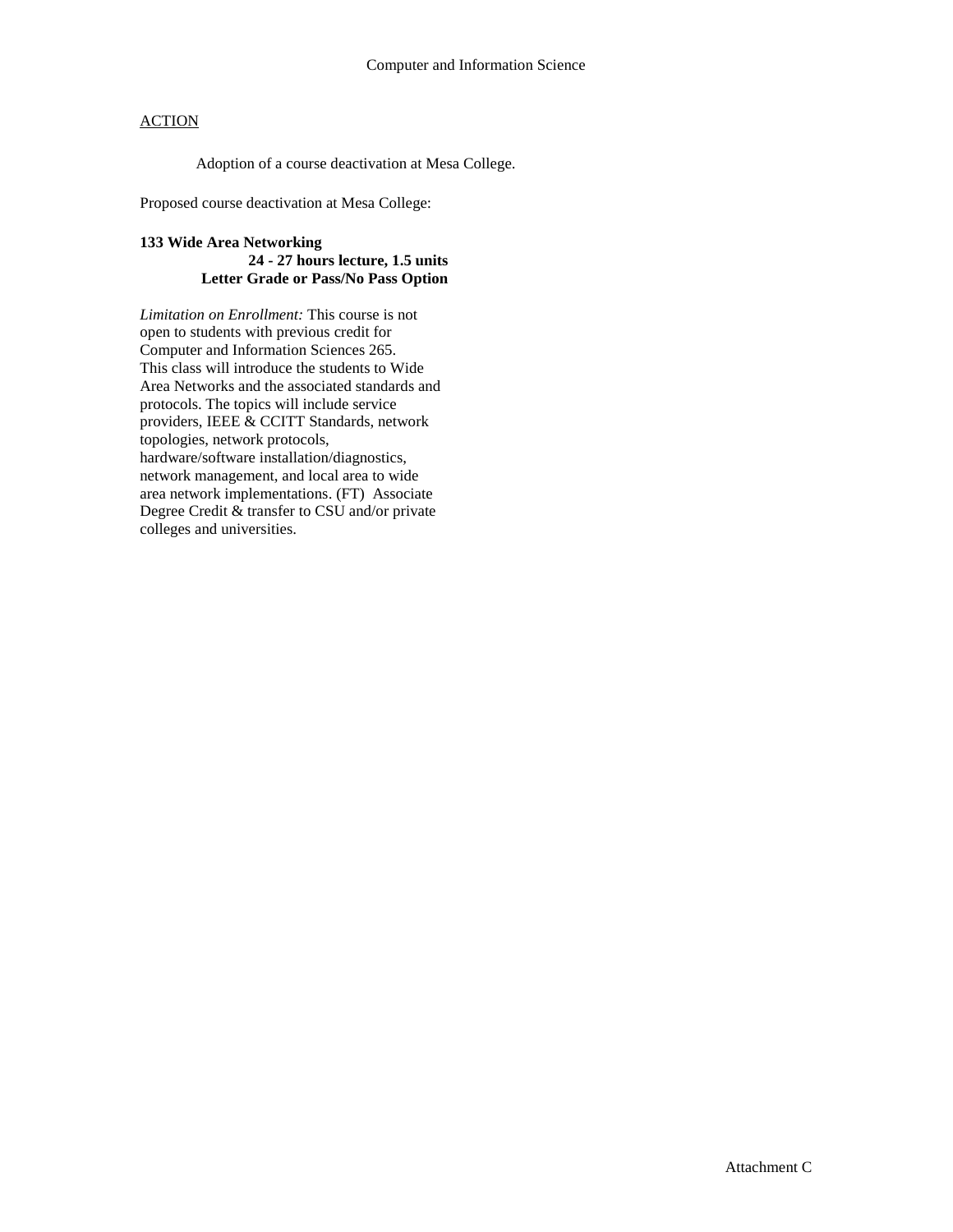Computer and Information Science

ACTION

Adoption of a course deactivation at Mesa College.

Proposed course deactivation at Mesa College:

**133 Wide Area Networking**
**24 - 27 hours lecture, 1.5 units**
**Letter Grade or Pass/No Pass Option**

*Limitation on Enrollment:* This course is not open to students with previous credit for Computer and Information Sciences 265. This class will introduce the students to Wide Area Networks and the associated standards and protocols. The topics will include service providers, IEEE & CCITT Standards, network topologies, network protocols, hardware/software installation/diagnostics, network management, and local area to wide area network implementations. (FT) Associate Degree Credit & transfer to CSU and/or private colleges and universities.

Attachment C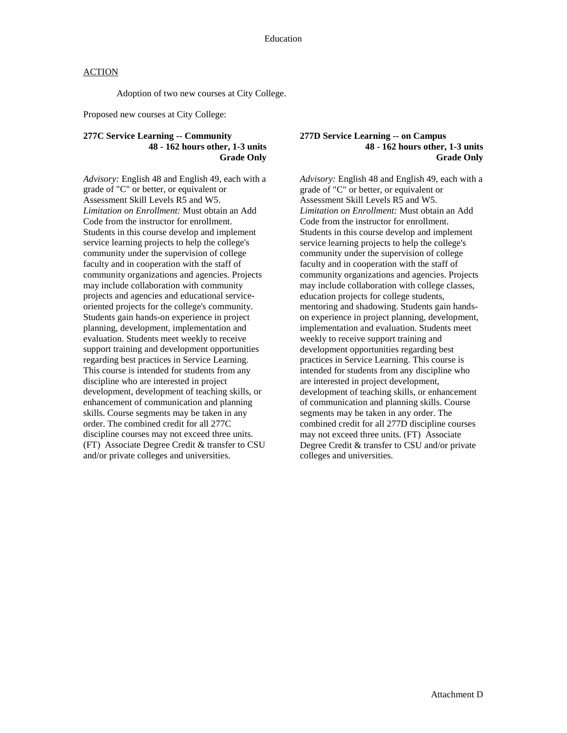Education

ACTION

Adoption of two new courses at City College.

Proposed new courses at City College:

**277C Service Learning -- Community**
**48 - 162 hours other, 1-3 units**
**Grade Only**

*Advisory:* English 48 and English 49, each with a grade of "C" or better, or equivalent or Assessment Skill Levels R5 and W5.
*Limitation on Enrollment:* Must obtain an Add Code from the instructor for enrollment.
Students in this course develop and implement service learning projects to help the college's community under the supervision of college faculty and in cooperation with the staff of community organizations and agencies. Projects may include collaboration with community projects and agencies and educational service-oriented projects for the college's community. Students gain hands-on experience in project planning, development, implementation and evaluation. Students meet weekly to receive support training and development opportunities regarding best practices in Service Learning. This course is intended for students from any discipline who are interested in project development, development of teaching skills, or enhancement of communication and planning skills. Course segments may be taken in any order. The combined credit for all 277C discipline courses may not exceed three units. (FT) Associate Degree Credit & transfer to CSU and/or private colleges and universities.

**277D Service Learning -- on Campus**
**48 - 162 hours other, 1-3 units**
**Grade Only**

*Advisory:* English 48 and English 49, each with a grade of "C" or better, or equivalent or Assessment Skill Levels R5 and W5.
*Limitation on Enrollment:* Must obtain an Add Code from the instructor for enrollment.
Students in this course develop and implement service learning projects to help the college's community under the supervision of college faculty and in cooperation with the staff of community organizations and agencies. Projects may include collaboration with college classes, education projects for college students, mentoring and shadowing. Students gain hands-on experience in project planning, development, implementation and evaluation. Students meet weekly to receive support training and development opportunities regarding best practices in Service Learning. This course is intended for students from any discipline who are interested in project development, development of teaching skills, or enhancement of communication and planning skills. Course segments may be taken in any order. The combined credit for all 277D discipline courses may not exceed three units. (FT) Associate Degree Credit & transfer to CSU and/or private colleges and universities.

Attachment D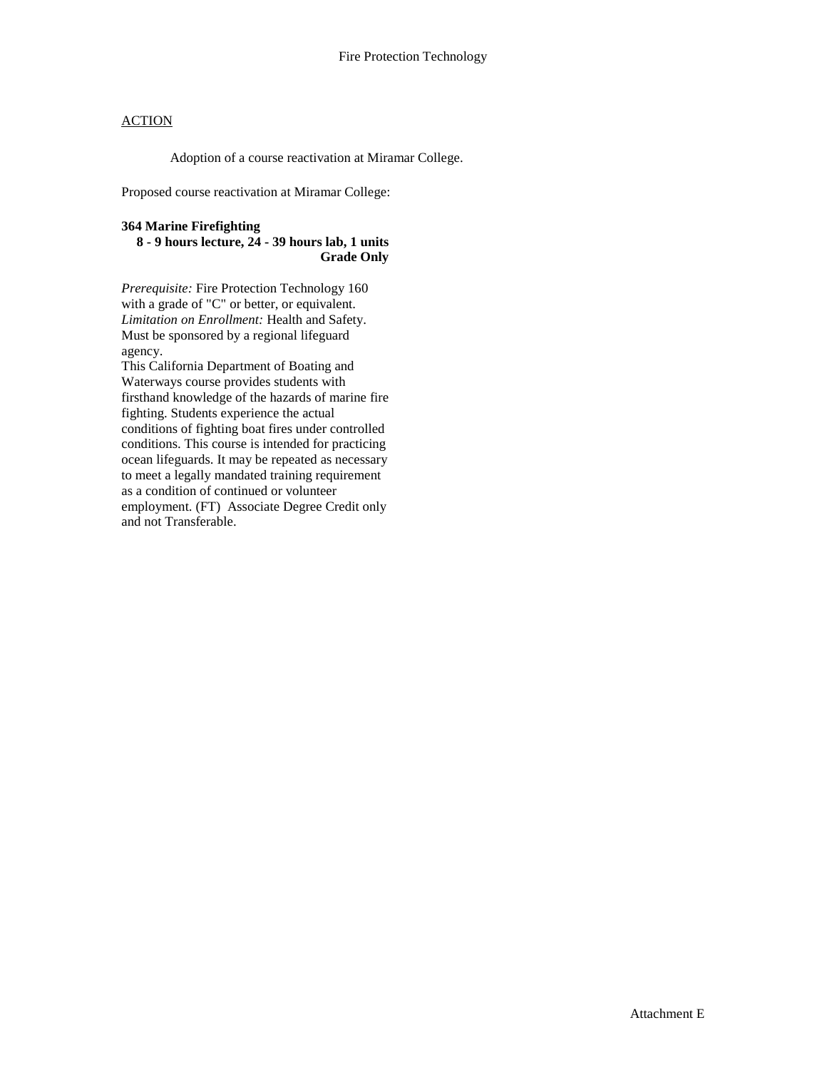## ACTION

Adoption of a course reactivation at Miramar College.

Proposed course reactivation at Miramar College:

**364 Marine Firefighting**
**8 - 9 hours lecture, 24 - 39 hours lab, 1 units**
**Grade Only**

*Prerequisite:* Fire Protection Technology 160 with a grade of "C" or better, or equivalent.
*Limitation on Enrollment:* Health and Safety. Must be sponsored by a regional lifeguard agency.
This California Department of Boating and Waterways course provides students with firsthand knowledge of the hazards of marine fire fighting. Students experience the actual conditions of fighting boat fires under controlled conditions. This course is intended for practicing ocean lifeguards. It may be repeated as necessary to meet a legally mandated training requirement as a condition of continued or volunteer employment. (FT) Associate Degree Credit only and not Transferable.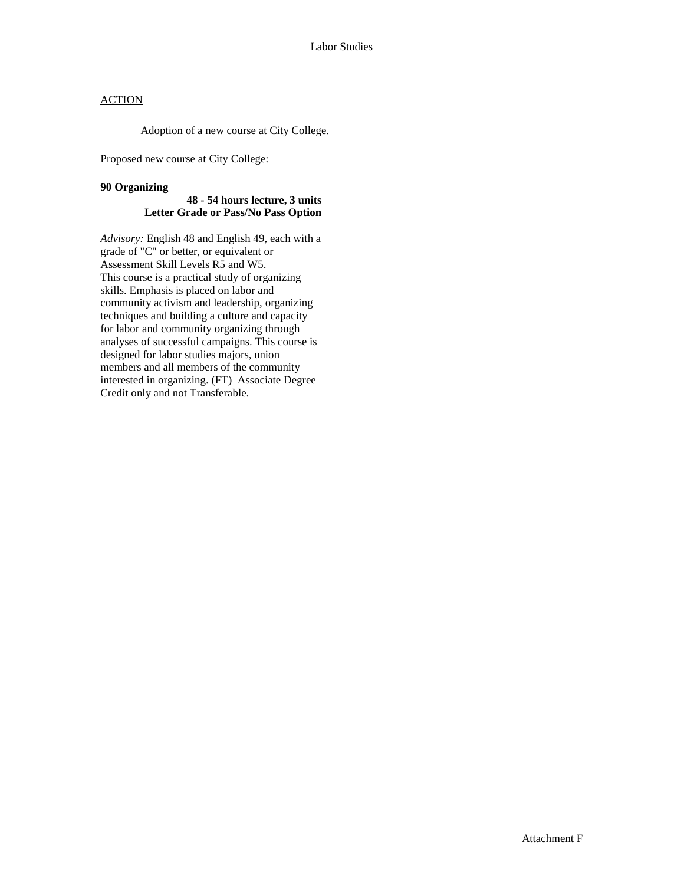Labor Studies

ACTION

Adoption of a new course at City College.

Proposed new course at City College:

**90 Organizing**

**48 - 54 hours lecture, 3 units**
**Letter Grade or Pass/No Pass Option**

*Advisory:* English 48 and English 49, each with a grade of "C" or better, or equivalent or Assessment Skill Levels R5 and W5.
This course is a practical study of organizing skills. Emphasis is placed on labor and community activism and leadership, organizing techniques and building a culture and capacity for labor and community organizing through analyses of successful campaigns. This course is designed for labor studies majors, union members and all members of the community interested in organizing. (FT) Associate Degree Credit only and not Transferable.

Attachment F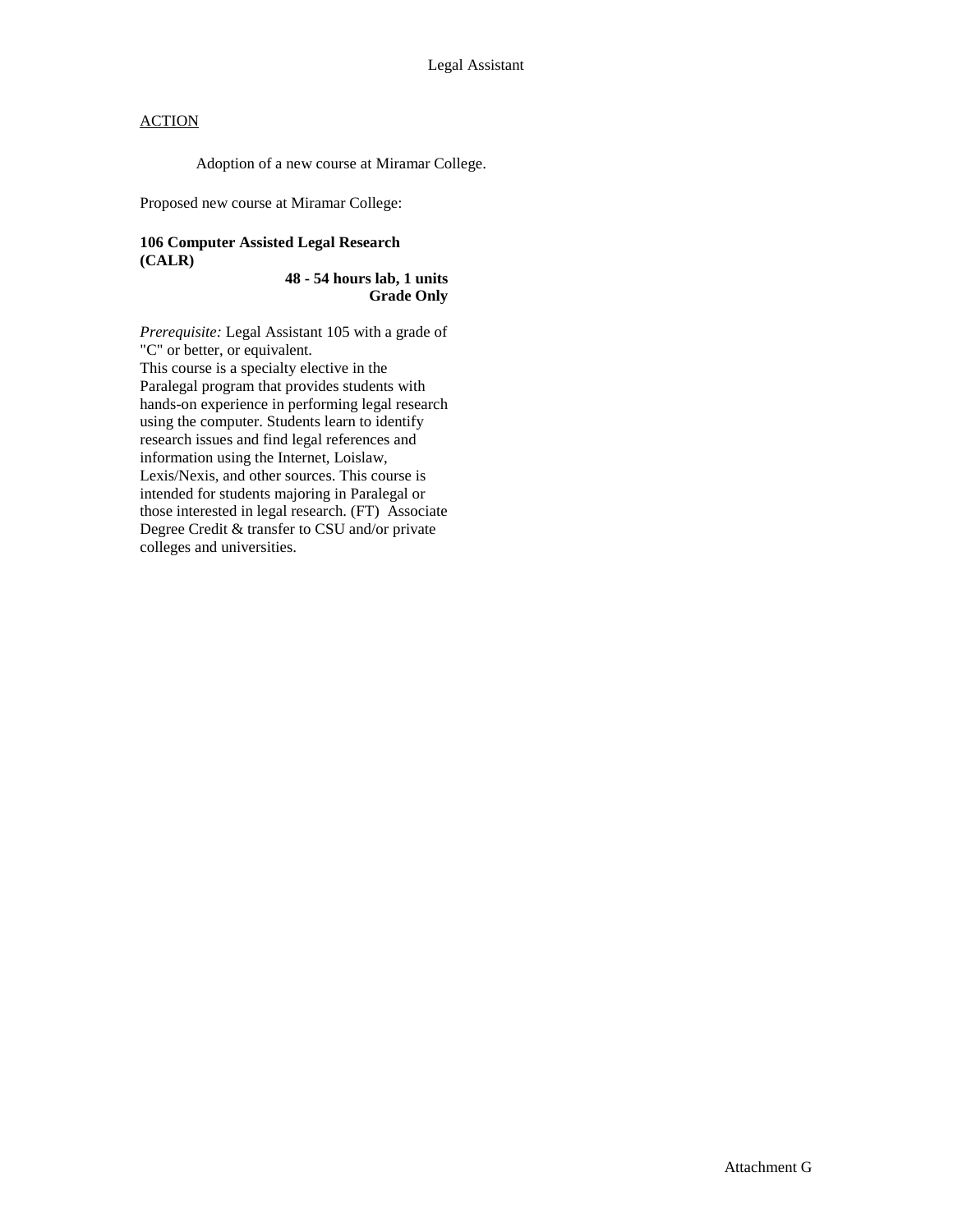Legal Assistant

ACTION

Adoption of a new course at Miramar College.

Proposed new course at Miramar College:

**106 Computer Assisted Legal Research (CALR)**

**48 - 54 hours lab, 1 units**
**Grade Only**

*Prerequisite:* Legal Assistant 105 with a grade of "C" or better, or equivalent.
This course is a specialty elective in the Paralegal program that provides students with hands-on experience in performing legal research using the computer. Students learn to identify research issues and find legal references and information using the Internet, Loislaw, Lexis/Nexis, and other sources. This course is intended for students majoring in Paralegal or those interested in legal research. (FT) Associate Degree Credit & transfer to CSU and/or private colleges and universities.

Attachment G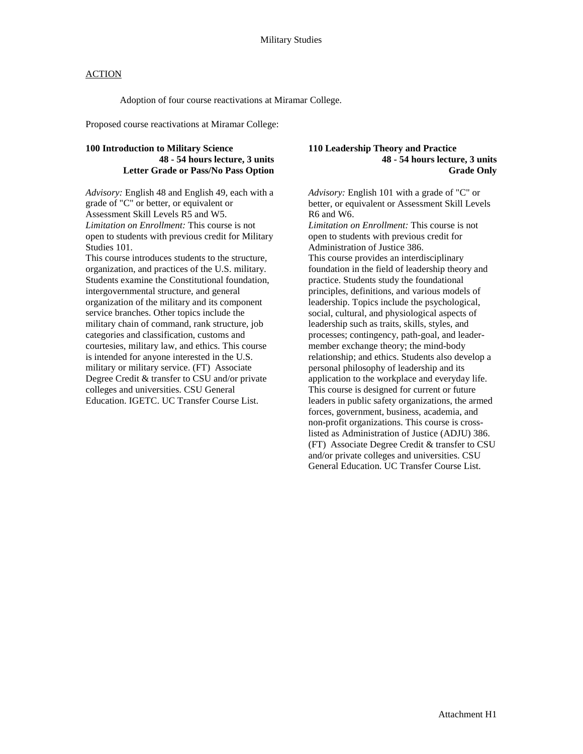# Military Studies

ACTION

Adoption of four course reactivations at Miramar College.

Proposed course reactivations at Miramar College:

**100 Introduction to Military Science**
**48 - 54 hours lecture, 3 units**
**Letter Grade or Pass/No Pass Option**

*Advisory:* English 48 and English 49, each with a grade of "C" or better, or equivalent or Assessment Skill Levels R5 and W5.
*Limitation on Enrollment:* This course is not open to students with previous credit for Military Studies 101.
This course introduces students to the structure, organization, and practices of the U.S. military. Students examine the Constitutional foundation, intergovernmental structure, and general organization of the military and its component service branches. Other topics include the military chain of command, rank structure, job categories and classification, customs and courtesies, military law, and ethics. This course is intended for anyone interested in the U.S. military or military service. (FT) Associate Degree Credit & transfer to CSU and/or private colleges and universities. CSU General Education. IGETC. UC Transfer Course List.

**110 Leadership Theory and Practice**
**48 - 54 hours lecture, 3 units**
**Grade Only**

*Advisory:* English 101 with a grade of "C" or better, or equivalent or Assessment Skill Levels R6 and W6.
*Limitation on Enrollment:* This course is not open to students with previous credit for Administration of Justice 386.
This course provides an interdisciplinary foundation in the field of leadership theory and practice. Students study the foundational principles, definitions, and various models of leadership. Topics include the psychological, social, cultural, and physiological aspects of leadership such as traits, skills, styles, and processes; contingency, path-goal, and leader-member exchange theory; the mind-body relationship; and ethics. Students also develop a personal philosophy of leadership and its application to the workplace and everyday life. This course is designed for current or future leaders in public safety organizations, the armed forces, government, business, academia, and non-profit organizations. This course is cross-listed as Administration of Justice (ADJU) 386. (FT) Associate Degree Credit & transfer to CSU and/or private colleges and universities. CSU General Education. UC Transfer Course List.

Attachment H1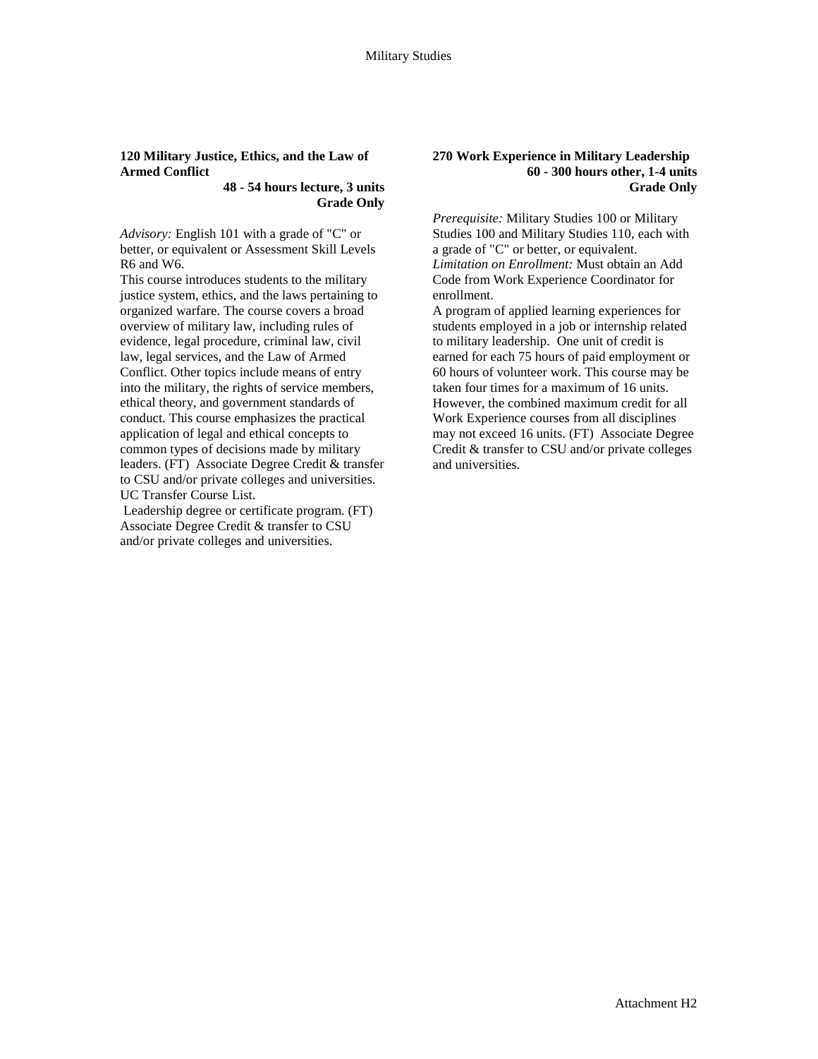**120 Military Justice, Ethics, and the Law of Armed Conflict**

**48 - 54 hours lecture, 3 units**
**Grade Only**

*Advisory:* English 101 with a grade of "C" or better, or equivalent or Assessment Skill Levels R6 and W6.

This course introduces students to the military justice system, ethics, and the laws pertaining to organized warfare. The course covers a broad overview of military law, including rules of evidence, legal procedure, criminal law, civil law, legal services, and the Law of Armed Conflict. Other topics include means of entry into the military, the rights of service members, ethical theory, and government standards of conduct. This course emphasizes the practical application of legal and ethical concepts to common types of decisions made by military leaders. (FT) Associate Degree Credit & transfer to CSU and/or private colleges and universities. UC Transfer Course List.

Leadership degree or certificate program. (FT) Associate Degree Credit & transfer to CSU and/or private colleges and universities.

**270 Work Experience in Military Leadership**

**60 - 300 hours other, 1-4 units**
**Grade Only**

*Prerequisite:* Military Studies 100 or Military Studies 100 and Military Studies 110, each with a grade of "C" or better, or equivalent.
*Limitation on Enrollment:* Must obtain an Add Code from Work Experience Coordinator for enrollment.

A program of applied learning experiences for students employed in a job or internship related to military leadership. One unit of credit is earned for each 75 hours of paid employment or 60 hours of volunteer work. This course may be taken four times for a maximum of 16 units. However, the combined maximum credit for all Work Experience courses from all disciplines may not exceed 16 units. (FT) Associate Degree Credit & transfer to CSU and/or private colleges and universities.

Attachment H2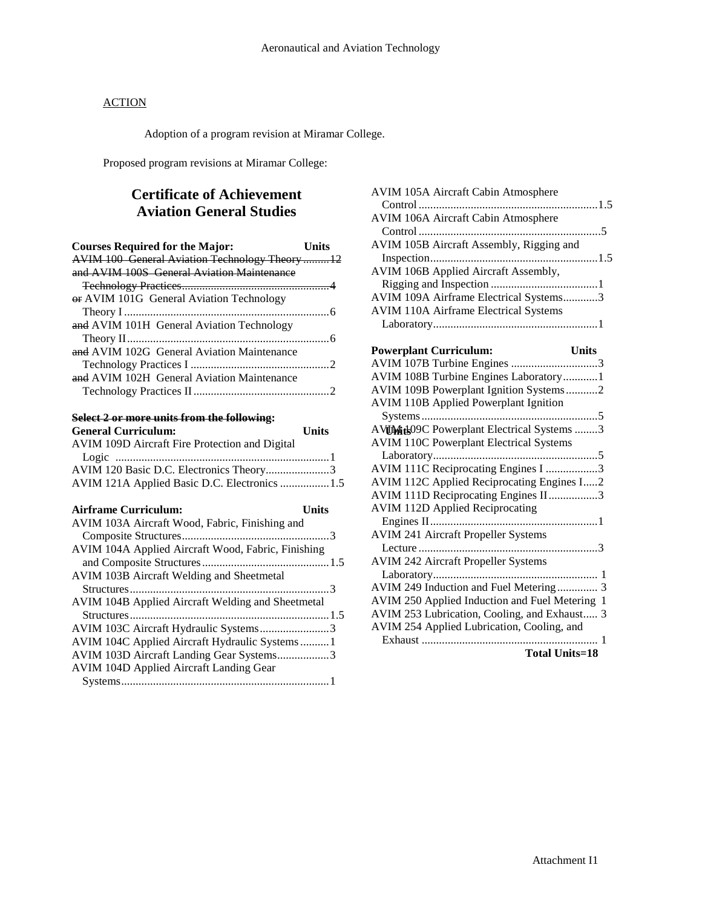ACTION

Adoption of a program revision at Miramar College.

Proposed program revisions at Miramar College:

## Certificate of Achievement
## Aviation General Studies

| Courses Required for the Major: | Units |
|---|---|
| ~~AVIM 100 General Aviation Technology Theory~~ | ~~12~~ |
| ~~and AVIM 100S General Aviation Maintenance Technology Practices~~ | ~~4~~ |
| ~~or~~ AVIM 101G General Aviation Technology Theory I | 6 |
| ~~and~~ AVIM 101H General Aviation Technology Theory II | 6 |
| ~~and~~ AVIM 102G General Aviation Maintenance Technology Practices I | 2 |
| ~~and~~ AVIM 102H General Aviation Maintenance Technology Practices II | 2 |

~~**Select 2 or more units from the following:**~~

| General Curriculum: | Units |
|---|---|
| AVIM 109D Aircraft Fire Protection and Digital Logic | 1 |
| AVIM 120 Basic D.C. Electronics Theory | 3 |
| AVIM 121A Applied Basic D.C. Electronics | 1.5 |

| Airframe Curriculum: | Units |
|---|---|
| AVIM 103A Aircraft Wood, Fabric, Finishing and Composite Structures | 3 |
| AVIM 104A Applied Aircraft Wood, Fabric, Finishing and Composite Structures | 1.5 |
| AVIM 103B Aircraft Welding and Sheetmetal Structures | 3 |
| AVIM 104B Applied Aircraft Welding and Sheetmetal Structures | 1.5 |
| AVIM 103C Aircraft Hydraulic Systems | 3 |
| AVIM 104C Applied Aircraft Hydraulic Systems | 1 |
| AVIM 103D Aircraft Landing Gear Systems | 3 |
| AVIM 104D Applied Aircraft Landing Gear Systems | 1 |
| AVIM 105A Aircraft Cabin Atmosphere Control | 1.5 |
| AVIM 106A Aircraft Cabin Atmosphere Control | .5 |
| AVIM 105B Aircraft Assembly, Rigging and Inspection | 1.5 |
| AVIM 106B Applied Aircraft Assembly, Rigging and Inspection | 1 |
| AVIM 109A Airframe Electrical Systems | 3 |
| AVIM 110A Airframe Electrical Systems Laboratory | 1 |

| Powerplant Curriculum: | Units |
|---|---|
| AVIM 107B Turbine Engines | 3 |
| AVIM 108B Turbine Engines Laboratory | 1 |
| AVIM 109B Powerplant Ignition Systems | 2 |
| AVIM 110B Applied Powerplant Ignition Systems | .5 |
| AVIM 109C Powerplant Electrical Systems | 3 |
| AVIM 110C Powerplant Electrical Systems Laboratory | .5 |
| AVIM 111C Reciprocating Engines I | 3 |
| AVIM 112C Applied Reciprocating Engines I | 2 |
| AVIM 111D Reciprocating Engines II | 3 |
| AVIM 112D Applied Reciprocating Engines II | 1 |
| AVIM 241 Aircraft Propeller Systems Lecture | 3 |
| AVIM 242 Aircraft Propeller Systems Laboratory | 1 |
| AVIM 249 Induction and Fuel Metering | 3 |
| AVIM 250 Applied Induction and Fuel Metering | 1 |
| AVIM 253 Lubrication, Cooling, and Exhaust | 3 |
| AVIM 254 Applied Lubrication, Cooling, and Exhaust | 1 |
| **Total Units=18** | |

Attachment I1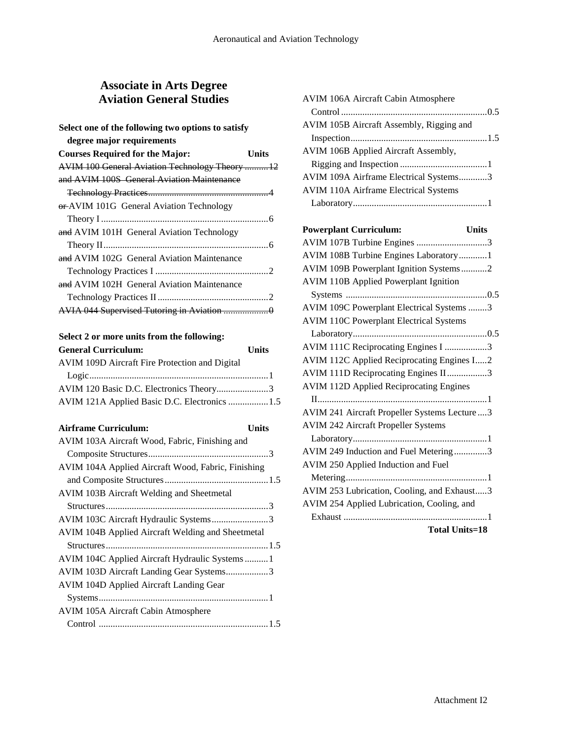## Associate in Arts Degree
## Aviation General Studies

**Select one of the following two options to satisfy degree major requirements**

| Courses Required for the Major: | Units |
|---|---|
| ~~AVIM 100 General Aviation Technology Theory~~ | ~~12~~ |
| ~~and AVIM 100S General Aviation Maintenance Technology Practices~~ | ~~4~~ |
| ~~or~~ AVIM 101G General Aviation Technology Theory I | 6 |
| ~~and~~ AVIM 101H General Aviation Technology Theory II | 6 |
| ~~and~~ AVIM 102G General Aviation Maintenance Technology Practices I | 2 |
| ~~and~~ AVIM 102H General Aviation Maintenance Technology Practices II | 2 |
| ~~AVIA 044 Supervised Tutoring in Aviation~~ | ~~0~~ |

**Select 2 or more units from the following:**

| General Curriculum: | Units |
|---|---|
| AVIM 109D Aircraft Fire Protection and Digital Logic | 1 |
| AVIM 120 Basic D.C. Electronics Theory | 3 |
| AVIM 121A Applied Basic D.C. Electronics | 1.5 |

| Airframe Curriculum: | Units |
|---|---|
| AVIM 103A Aircraft Wood, Fabric, Finishing and Composite Structures | 3 |
| AVIM 104A Applied Aircraft Wood, Fabric, Finishing and Composite Structures | 1.5 |
| AVIM 103B Aircraft Welding and Sheetmetal Structures | 3 |
| AVIM 103C Aircraft Hydraulic Systems | 3 |
| AVIM 104B Applied Aircraft Welding and Sheetmetal Structures | 1.5 |
| AVIM 104C Applied Aircraft Hydraulic Systems | 1 |
| AVIM 103D Aircraft Landing Gear Systems | 3 |
| AVIM 104D Applied Aircraft Landing Gear Systems | 1 |
| AVIM 105A Aircraft Cabin Atmosphere Control | 1.5 |
| AVIM 106A Aircraft Cabin Atmosphere Control | 0.5 |
| AVIM 105B Aircraft Assembly, Rigging and Inspection | 1.5 |
| AVIM 106B Applied Aircraft Assembly, Rigging and Inspection | 1 |
| AVIM 109A Airframe Electrical Systems | 3 |
| AVIM 110A Airframe Electrical Systems Laboratory | 1 |

| Powerplant Curriculum: | Units |
|---|---|
| AVIM 107B Turbine Engines | 3 |
| AVIM 108B Turbine Engines Laboratory | 1 |
| AVIM 109B Powerplant Ignition Systems | 2 |
| AVIM 110B Applied Powerplant Ignition Systems | 0.5 |
| AVIM 109C Powerplant Electrical Systems | 3 |
| AVIM 110C Powerplant Electrical Systems Laboratory | 0.5 |
| AVIM 111C Reciprocating Engines I | 3 |
| AVIM 112C Applied Reciprocating Engines I | 2 |
| AVIM 111D Reciprocating Engines II | 3 |
| AVIM 112D Applied Reciprocating Engines II | 1 |
| AVIM 241 Aircraft Propeller Systems Lecture | 3 |
| AVIM 242 Aircraft Propeller Systems Laboratory | 1 |
| AVIM 249 Induction and Fuel Metering | 3 |
| AVIM 250 Applied Induction and Fuel Metering | 1 |
| AVIM 253 Lubrication, Cooling, and Exhaust | 3 |
| AVIM 254 Applied Lubrication, Cooling, and Exhaust | 1 |

**Total Units=18**

Attachment I2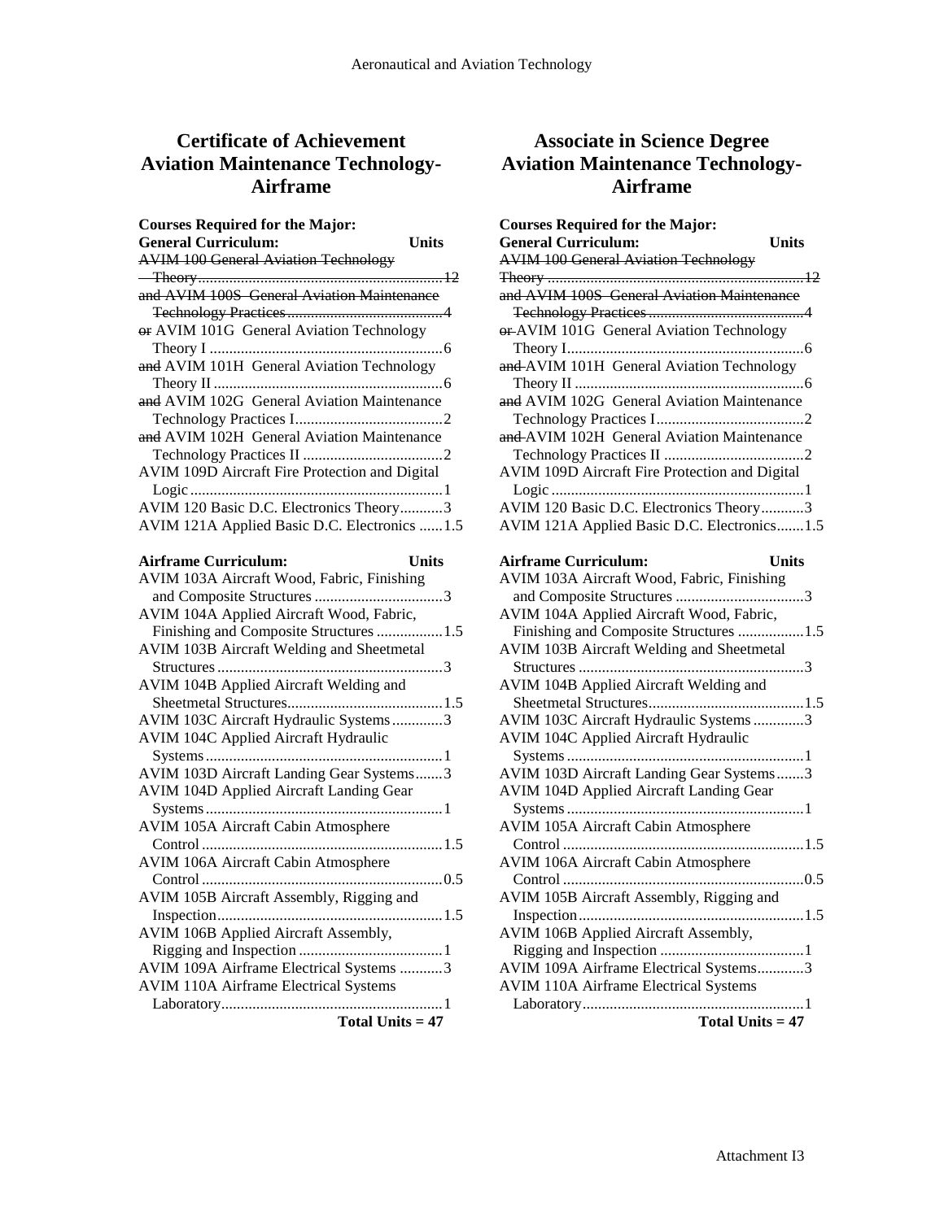## Certificate of Achievement Aviation Maintenance Technology-Airframe

**Courses Required for the Major:**

| General Curriculum: | Units |
|---|---|
| ~~AVIM 100 General Aviation Technology Theory~~ | ~~12~~ |
| ~~and AVIM 100S General Aviation Maintenance Technology Practices~~ | ~~4~~ |
| ~~or~~ AVIM 101G General Aviation Technology Theory I | 6 |
| ~~and~~ AVIM 101H General Aviation Technology Theory II | 6 |
| ~~and~~ AVIM 102G General Aviation Maintenance Technology Practices I | 2 |
| ~~and~~ AVIM 102H General Aviation Maintenance Technology Practices II | 2 |
| AVIM 109D Aircraft Fire Protection and Digital Logic | 1 |
| AVIM 120 Basic D.C. Electronics Theory | 3 |
| AVIM 121A Applied Basic D.C. Electronics | 1.5 |

| Airframe Curriculum: | Units |
|---|---|
| AVIM 103A Aircraft Wood, Fabric, Finishing and Composite Structures | 3 |
| AVIM 104A Applied Aircraft Wood, Fabric, Finishing and Composite Structures | 1.5 |
| AVIM 103B Aircraft Welding and Sheetmetal Structures | 3 |
| AVIM 104B Applied Aircraft Welding and Sheetmetal Structures | 1.5 |
| AVIM 103C Aircraft Hydraulic Systems | 3 |
| AVIM 104C Applied Aircraft Hydraulic Systems | 1 |
| AVIM 103D Aircraft Landing Gear Systems | 3 |
| AVIM 104D Applied Aircraft Landing Gear Systems | 1 |
| AVIM 105A Aircraft Cabin Atmosphere Control | 1.5 |
| AVIM 106A Aircraft Cabin Atmosphere Control | 0.5 |
| AVIM 105B Aircraft Assembly, Rigging and Inspection | 1.5 |
| AVIM 106B Applied Aircraft Assembly, Rigging and Inspection | 1 |
| AVIM 109A Airframe Electrical Systems | 3 |
| AVIM 110A Airframe Electrical Systems Laboratory | 1 |
| **Total Units = 47** | |

## Associate in Science Degree Aviation Maintenance Technology-Airframe

**Courses Required for the Major:**

| General Curriculum: | Units |
|---|---|
| ~~AVIM 100 General Aviation Technology Theory~~ | ~~12~~ |
| ~~and AVIM 100S General Aviation Maintenance Technology Practices~~ | ~~4~~ |
| ~~or~~ AVIM 101G General Aviation Technology Theory I | 6 |
| ~~and~~ AVIM 101H General Aviation Technology Theory II | 6 |
| ~~and~~ AVIM 102G General Aviation Maintenance Technology Practices I | 2 |
| ~~and~~ AVIM 102H General Aviation Maintenance Technology Practices II | 2 |
| AVIM 109D Aircraft Fire Protection and Digital Logic | 1 |
| AVIM 120 Basic D.C. Electronics Theory | 3 |
| AVIM 121A Applied Basic D.C. Electronics | 1.5 |

| Airframe Curriculum: | Units |
|---|---|
| AVIM 103A Aircraft Wood, Fabric, Finishing and Composite Structures | 3 |
| AVIM 104A Applied Aircraft Wood, Fabric, Finishing and Composite Structures | 1.5 |
| AVIM 103B Aircraft Welding and Sheetmetal Structures | 3 |
| AVIM 104B Applied Aircraft Welding and Sheetmetal Structures | 1.5 |
| AVIM 103C Aircraft Hydraulic Systems | 3 |
| AVIM 104C Applied Aircraft Hydraulic Systems | 1 |
| AVIM 103D Aircraft Landing Gear Systems | 3 |
| AVIM 104D Applied Aircraft Landing Gear Systems | 1 |
| AVIM 105A Aircraft Cabin Atmosphere Control | 1.5 |
| AVIM 106A Aircraft Cabin Atmosphere Control | 0.5 |
| AVIM 105B Aircraft Assembly, Rigging and Inspection | 1.5 |
| AVIM 106B Applied Aircraft Assembly, Rigging and Inspection | 1 |
| AVIM 109A Airframe Electrical Systems | 3 |
| AVIM 110A Airframe Electrical Systems Laboratory | 1 |
| **Total Units = 47** | |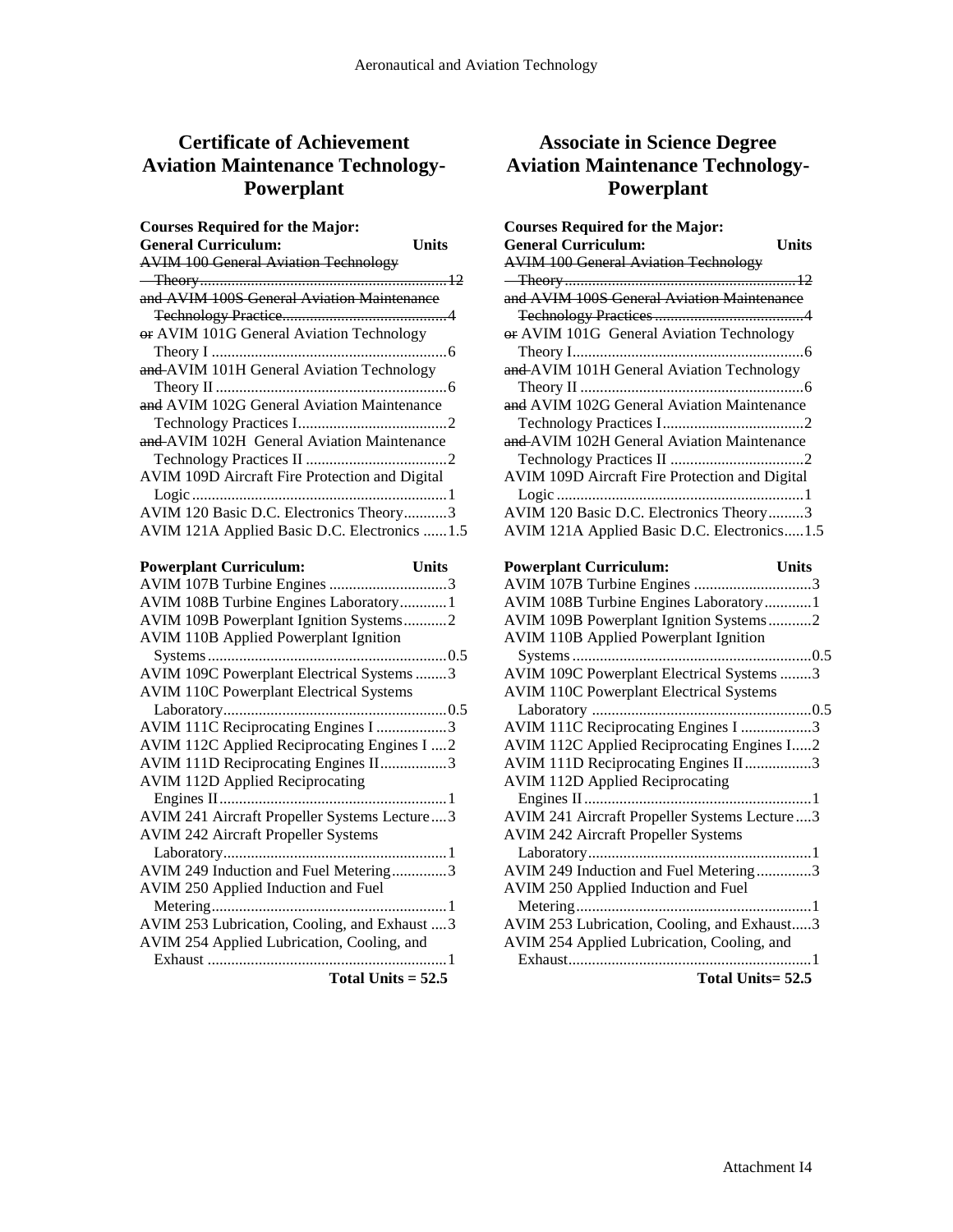## Certificate of Achievement
## Aviation Maintenance Technology-Powerplant

**Courses Required for the Major:**

| **General Curriculum:** | **Units** |
|---|---|
| ~~AVIM 100 General Aviation Technology Theory~~ | ~~12~~ |
| ~~and AVIM 100S General Aviation Maintenance Technology Practice~~ | ~~4~~ |
| ~~or~~ AVIM 101G General Aviation Technology Theory I | 6 |
| ~~and~~ AVIM 101H General Aviation Technology Theory II | 6 |
| ~~and~~ AVIM 102G General Aviation Maintenance Technology Practices I | 2 |
| ~~and~~ AVIM 102H General Aviation Maintenance Technology Practices II | 2 |
| AVIM 109D Aircraft Fire Protection and Digital Logic | 1 |
| AVIM 120 Basic D.C. Electronics Theory | 3 |
| AVIM 121A Applied Basic D.C. Electronics | 1.5 |

| **Powerplant Curriculum:** | **Units** |
|---|---|
| AVIM 107B Turbine Engines | 3 |
| AVIM 108B Turbine Engines Laboratory | 1 |
| AVIM 109B Powerplant Ignition Systems | 2 |
| AVIM 110B Applied Powerplant Ignition Systems | 0.5 |
| AVIM 109C Powerplant Electrical Systems | 3 |
| AVIM 110C Powerplant Electrical Systems Laboratory | 0.5 |
| AVIM 111C Reciprocating Engines I | 3 |
| AVIM 112C Applied Reciprocating Engines I | 2 |
| AVIM 111D Reciprocating Engines II | 3 |
| AVIM 112D Applied Reciprocating Engines II | 1 |
| AVIM 241 Aircraft Propeller Systems Lecture | 3 |
| AVIM 242 Aircraft Propeller Systems Laboratory | 1 |
| AVIM 249 Induction and Fuel Metering | 3 |
| AVIM 250 Applied Induction and Fuel Metering | 1 |
| AVIM 253 Lubrication, Cooling, and Exhaust | 3 |
| AVIM 254 Applied Lubrication, Cooling, and Exhaust | 1 |
| | **Total Units = 52.5** |

## Associate in Science Degree
## Aviation Maintenance Technology-Powerplant

**Courses Required for the Major:**

| **General Curriculum:** | **Units** |
|---|---|
| ~~AVIM 100 General Aviation Technology Theory~~ | ~~12~~ |
| ~~and AVIM 100S General Aviation Maintenance Technology Practices~~ | ~~4~~ |
| ~~or~~ AVIM 101G General Aviation Technology Theory I | 6 |
| ~~and~~ AVIM 101H General Aviation Technology Theory II | 6 |
| ~~and~~ AVIM 102G General Aviation Maintenance Technology Practices I | 2 |
| ~~and~~ AVIM 102H General Aviation Maintenance Technology Practices II | 2 |
| AVIM 109D Aircraft Fire Protection and Digital Logic | 1 |
| AVIM 120 Basic D.C. Electronics Theory | 3 |
| AVIM 121A Applied Basic D.C. Electronics | 1.5 |

| **Powerplant Curriculum:** | **Units** |
|---|---|
| AVIM 107B Turbine Engines | 3 |
| AVIM 108B Turbine Engines Laboratory | 1 |
| AVIM 109B Powerplant Ignition Systems | 2 |
| AVIM 110B Applied Powerplant Ignition Systems | 0.5 |
| AVIM 109C Powerplant Electrical Systems | 3 |
| AVIM 110C Powerplant Electrical Systems Laboratory | 0.5 |
| AVIM 111C Reciprocating Engines I | 3 |
| AVIM 112C Applied Reciprocating Engines I | 2 |
| AVIM 111D Reciprocating Engines II | 3 |
| AVIM 112D Applied Reciprocating Engines II | 1 |
| AVIM 241 Aircraft Propeller Systems Lecture | 3 |
| AVIM 242 Aircraft Propeller Systems Laboratory | 1 |
| AVIM 249 Induction and Fuel Metering | 3 |
| AVIM 250 Applied Induction and Fuel Metering | 1 |
| AVIM 253 Lubrication, Cooling, and Exhaust | 3 |
| AVIM 254 Applied Lubrication, Cooling, and Exhaust | 1 |
| | **Total Units= 52.5** |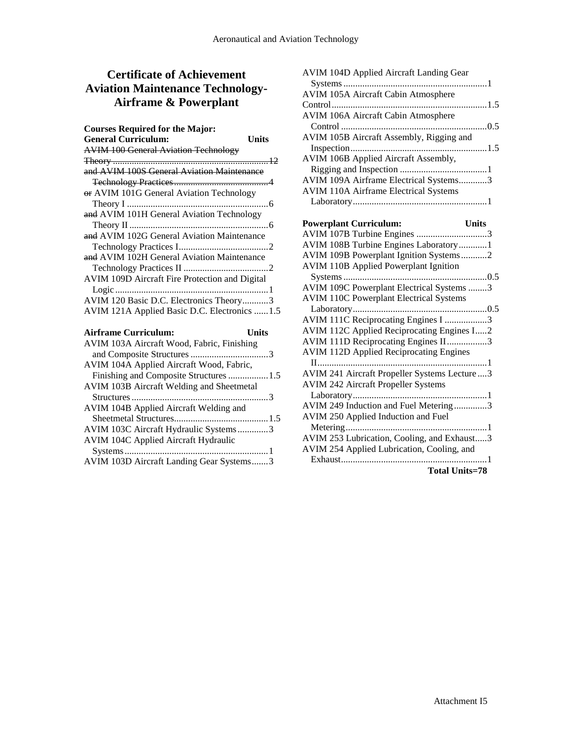## Certificate of Achievement Aviation Maintenance Technology-Airframe & Powerplant

**Courses Required for the Major:**

| General Curriculum: | Units |
|---|---|
| ~~AVIM 100 General Aviation Technology Theory~~ | ~~12~~ |
| ~~and AVIM 100S General Aviation Maintenance Technology Practices~~ | ~~4~~ |
| ~~or~~ AVIM 101G General Aviation Technology Theory I | 6 |
| ~~and~~ AVIM 101H General Aviation Technology Theory II | 6 |
| ~~and~~ AVIM 102G General Aviation Maintenance Technology Practices I | 2 |
| ~~and~~ AVIM 102H General Aviation Maintenance Technology Practices II | 2 |
| AVIM 109D Aircraft Fire Protection and Digital Logic | 1 |
| AVIM 120 Basic D.C. Electronics Theory | 3 |
| AVIM 121A Applied Basic D.C. Electronics | 1.5 |

| Airframe Curriculum: | Units |
|---|---|
| AVIM 103A Aircraft Wood, Fabric, Finishing and Composite Structures | 3 |
| AVIM 104A Applied Aircraft Wood, Fabric, Finishing and Composite Structures | 1.5 |
| AVIM 103B Aircraft Welding and Sheetmetal Structures | 3 |
| AVIM 104B Applied Aircraft Welding and Sheetmetal Structures | 1.5 |
| AVIM 103C Aircraft Hydraulic Systems | 3 |
| AVIM 104C Applied Aircraft Hydraulic Systems | 1 |
| AVIM 103D Aircraft Landing Gear Systems | 3 |
| AVIM 104D Applied Aircraft Landing Gear Systems | 1 |
| AVIM 105A Aircraft Cabin Atmosphere Control | 1.5 |
| AVIM 106A Aircraft Cabin Atmosphere Control | 0.5 |
| AVIM 105B Aircraft Assembly, Rigging and Inspection | 1.5 |
| AVIM 106B Applied Aircraft Assembly, Rigging and Inspection | 1 |
| AVIM 109A Airframe Electrical Systems | 3 |
| AVIM 110A Airframe Electrical Systems Laboratory | 1 |

| Powerplant Curriculum: | Units |
|---|---|
| AVIM 107B Turbine Engines | 3 |
| AVIM 108B Turbine Engines Laboratory | 1 |
| AVIM 109B Powerplant Ignition Systems | 2 |
| AVIM 110B Applied Powerplant Ignition Systems | 0.5 |
| AVIM 109C Powerplant Electrical Systems | 3 |
| AVIM 110C Powerplant Electrical Systems Laboratory | 0.5 |
| AVIM 111C Reciprocating Engines I | 3 |
| AVIM 112C Applied Reciprocating Engines I | 2 |
| AVIM 111D Reciprocating Engines II | 3 |
| AVIM 112D Applied Reciprocating Engines II | 1 |
| AVIM 241 Aircraft Propeller Systems Lecture | 3 |
| AVIM 242 Aircraft Propeller Systems Laboratory | 1 |
| AVIM 249 Induction and Fuel Metering | 3 |
| AVIM 250 Applied Induction and Fuel Metering | 1 |
| AVIM 253 Lubrication, Cooling, and Exhaust | 3 |
| AVIM 254 Applied Lubrication, Cooling, and Exhaust | 1 |

**Total Units=78**

Attachment I5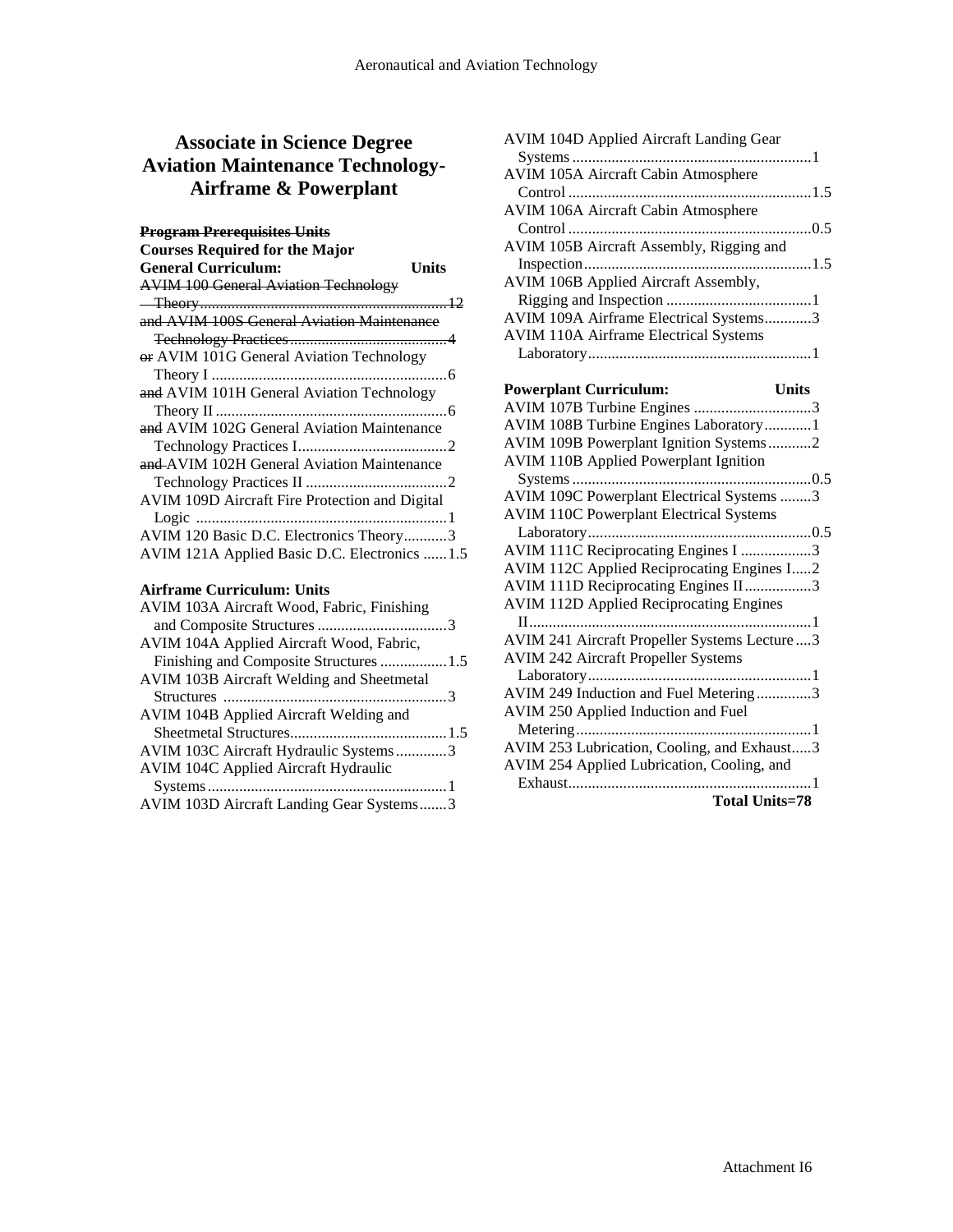## Associate in Science Degree Aviation Maintenance Technology-Airframe & Powerplant

~~**Program Prerequisites Units**~~

**Courses Required for the Major**

**General Curriculum: Units**

~~AVIM 100 General Aviation Technology Theory................12~~
~~and AVIM 100S General Aviation Maintenance Technology Practices........................................4~~
~~or~~ AVIM 101G General Aviation Technology Theory I ............................................................6
~~and~~ AVIM 101H General Aviation Technology Theory II ...........................................................6
~~and~~ AVIM 102G General Aviation Maintenance Technology Practices I......................................2
~~and~~ AVIM 102H General Aviation Maintenance Technology Practices II ....................................2
AVIM 109D Aircraft Fire Protection and Digital Logic ................................................................1
AVIM 120 Basic D.C. Electronics Theory...........3
AVIM 121A Applied Basic D.C. Electronics ......1.5

**Airframe Curriculum: Units**

AVIM 103A Aircraft Wood, Fabric, Finishing and Composite Structures .................................3
AVIM 104A Applied Aircraft Wood, Fabric, Finishing and Composite Structures .................1.5
AVIM 103B Aircraft Welding and Sheetmetal Structures .........................................................3
AVIM 104B Applied Aircraft Welding and Sheetmetal Structures........................................1.5
AVIM 103C Aircraft Hydraulic Systems.............3
AVIM 104C Applied Aircraft Hydraulic Systems.............................................................1
AVIM 103D Aircraft Landing Gear Systems.......3
AVIM 104D Applied Aircraft Landing Gear Systems.............................................................1
AVIM 105A Aircraft Cabin Atmosphere Control ..............................................................1.5
AVIM 106A Aircraft Cabin Atmosphere Control ..............................................................0.5
AVIM 105B Aircraft Assembly, Rigging and Inspection..........................................................1.5
AVIM 106B Applied Aircraft Assembly, Rigging and Inspection .....................................1
AVIM 109A Airframe Electrical Systems............3
AVIM 110A Airframe Electrical Systems Laboratory.........................................................1

**Powerplant Curriculum: Units**

AVIM 107B Turbine Engines ..............................3
AVIM 108B Turbine Engines Laboratory............1
AVIM 109B Powerplant Ignition Systems...........2
AVIM 110B Applied Powerplant Ignition Systems.............................................................0.5
AVIM 109C Powerplant Electrical Systems ........3
AVIM 110C Powerplant Electrical Systems Laboratory.........................................................0.5
AVIM 111C Reciprocating Engines I ..................3
AVIM 112C Applied Reciprocating Engines I.....2
AVIM 111D Reciprocating Engines II.................3
AVIM 112D Applied Reciprocating Engines II.......................................................................1
AVIM 241 Aircraft Propeller Systems Lecture....3
AVIM 242 Aircraft Propeller Systems Laboratory.........................................................1
AVIM 249 Induction and Fuel Metering..............3
AVIM 250 Applied Induction and Fuel Metering............................................................1
AVIM 253 Lubrication, Cooling, and Exhaust.....3
AVIM 254 Applied Lubrication, Cooling, and Exhaust.............................................................1

**Total Units=78**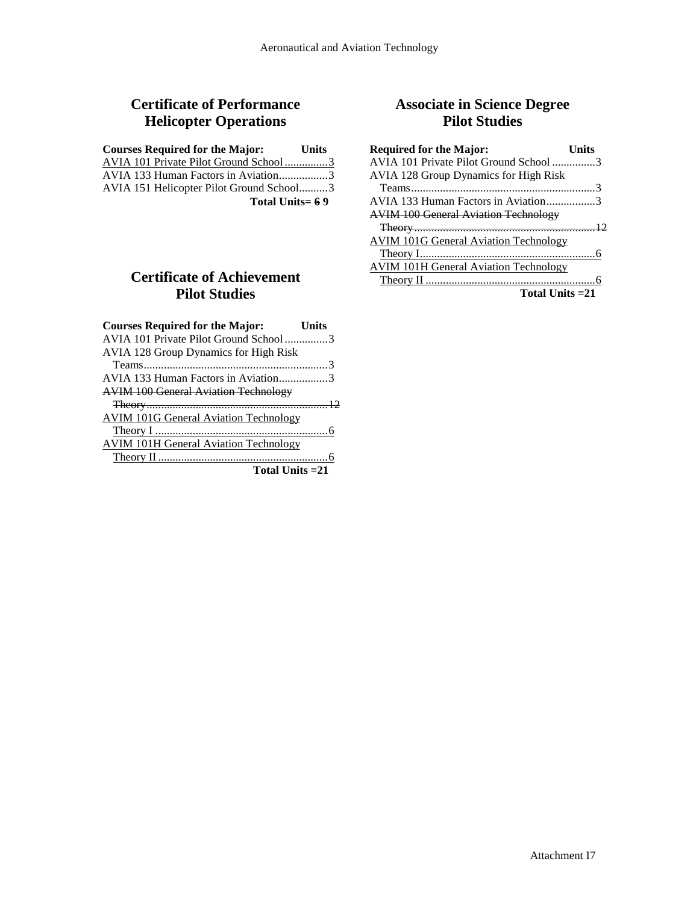## Certificate of Performance
## Helicopter Operations

| Courses Required for the Major: | Units |
|---|---|
| <u>AVIA 101 Private Pilot Ground School</u> | 3 |
| AVIA 133 Human Factors in Aviation | 3 |
| AVIA 151 Helicopter Pilot Ground School | 3 |
| **Total Units=** | **~~6~~ 9** |

## Certificate of Achievement
## Pilot Studies

| Courses Required for the Major: | Units |
|---|---|
| AVIA 101 Private Pilot Ground School | 3 |
| AVIA 128 Group Dynamics for High Risk Teams | 3 |
| AVIA 133 Human Factors in Aviation | 3 |
| ~~AVIM 100 General Aviation Technology Theory~~ | ~~12~~ |
| <u>AVIM 101G General Aviation Technology Theory I</u> | <u>6</u> |
| <u>AVIM 101H General Aviation Technology Theory II</u> | <u>6</u> |
| **Total Units =** | **21** |

## Associate in Science Degree
## Pilot Studies

| Required for the Major: | Units |
|---|---|
| AVIA 101 Private Pilot Ground School | 3 |
| AVIA 128 Group Dynamics for High Risk Teams | 3 |
| AVIA 133 Human Factors in Aviation | 3 |
| ~~AVIM 100 General Aviation Technology Theory~~ | ~~12~~ |
| <u>AVIM 101G General Aviation Technology Theory I</u> | <u>6</u> |
| <u>AVIM 101H General Aviation Technology Theory II</u> | <u>6</u> |
| **Total Units =** | **21** |

Attachment I7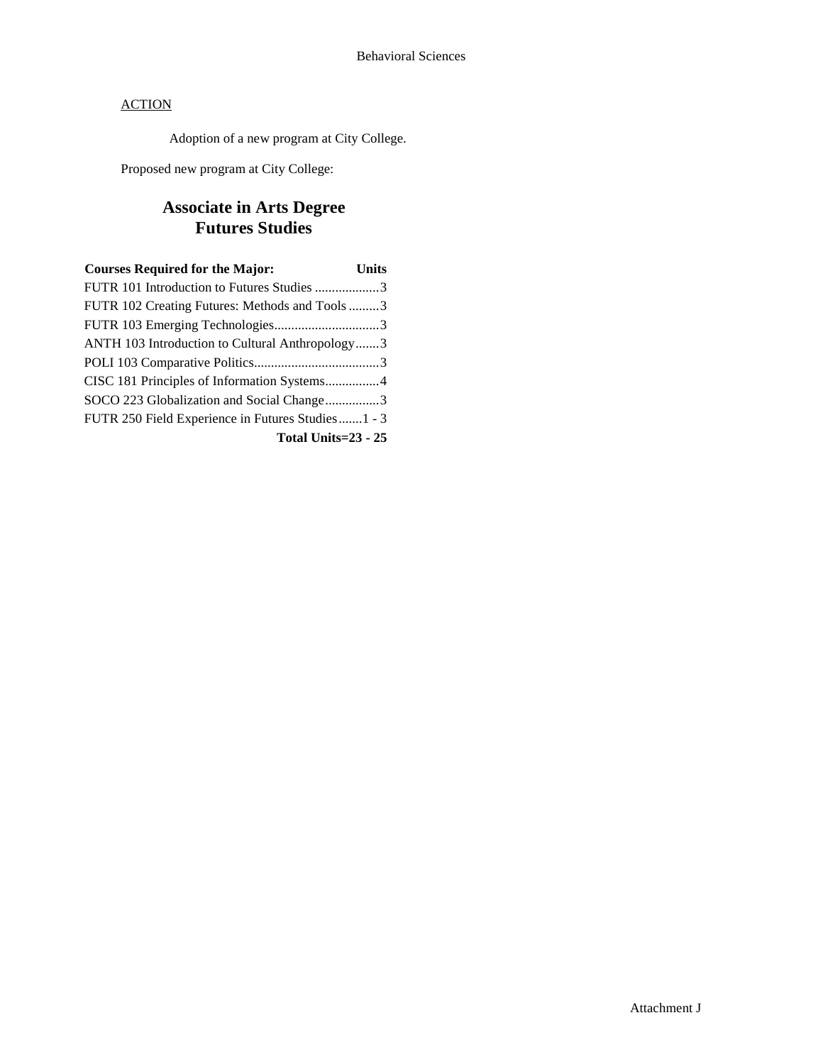Behavioral Sciences

ACTION

Adoption of a new program at City College.

Proposed new program at City College:

## Associate in Arts Degree
## Futures Studies

| Courses Required for the Major: | Units |
| --- | --- |
| FUTR 101 Introduction to Futures Studies | 3 |
| FUTR 102 Creating Futures: Methods and Tools | 3 |
| FUTR 103 Emerging Technologies | 3 |
| ANTH 103 Introduction to Cultural Anthropology | 3 |
| POLI 103 Comparative Politics | 3 |
| CISC 181 Principles of Information Systems | 4 |
| SOCO 223 Globalization and Social Change | 3 |
| FUTR 250 Field Experience in Futures Studies | 1 - 3 |
| **Total Units=23 - 25** | |

Attachment J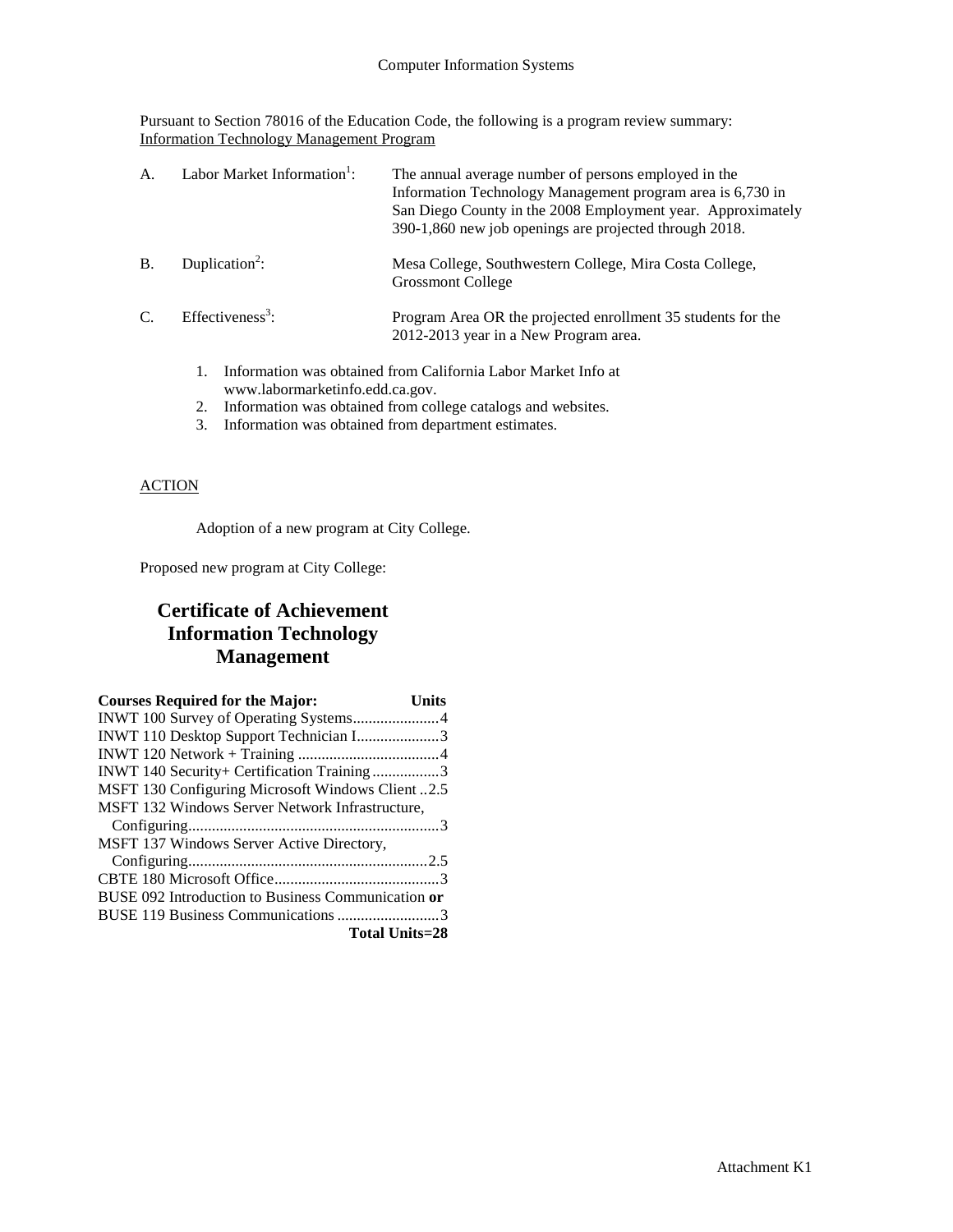Computer Information Systems

Pursuant to Section 78016 of the Education Code, the following is a program review summary:
Information Technology Management Program

A. Labor Market Information[1]: The annual average number of persons employed in the Information Technology Management program area is 6,730 in San Diego County in the 2008 Employment year. Approximately 390-1,860 new job openings are projected through 2018.

B. Duplication[2]: Mesa College, Southwestern College, Mira Costa College, Grossmont College

C. Effectiveness[3]: Program Area OR the projected enrollment 35 students for the 2012-2013 year in a New Program area.

1. Information was obtained from California Labor Market Info at www.labormarketinfo.edd.ca.gov.
2. Information was obtained from college catalogs and websites.
3. Information was obtained from department estimates.

ACTION

Adoption of a new program at City College.

Proposed new program at City College:

## Certificate of Achievement Information Technology Management

| Courses Required for the Major: | Units |
|---|---|
| INWT 100 Survey of Operating Systems | 4 |
| INWT 110 Desktop Support Technician I | 3 |
| INWT 120 Network + Training | 4 |
| INWT 140 Security+ Certification Training | 3 |
| MSFT 130 Configuring Microsoft Windows Client | 2.5 |
| MSFT 132 Windows Server Network Infrastructure, Configuring | 3 |
| MSFT 137 Windows Server Active Directory, Configuring | 2.5 |
| CBTE 180 Microsoft Office | 3 |
| BUSE 092 Introduction to Business Communication **or** BUSE 119 Business Communications | 3 |
| **Total Units=28** | |

Attachment K1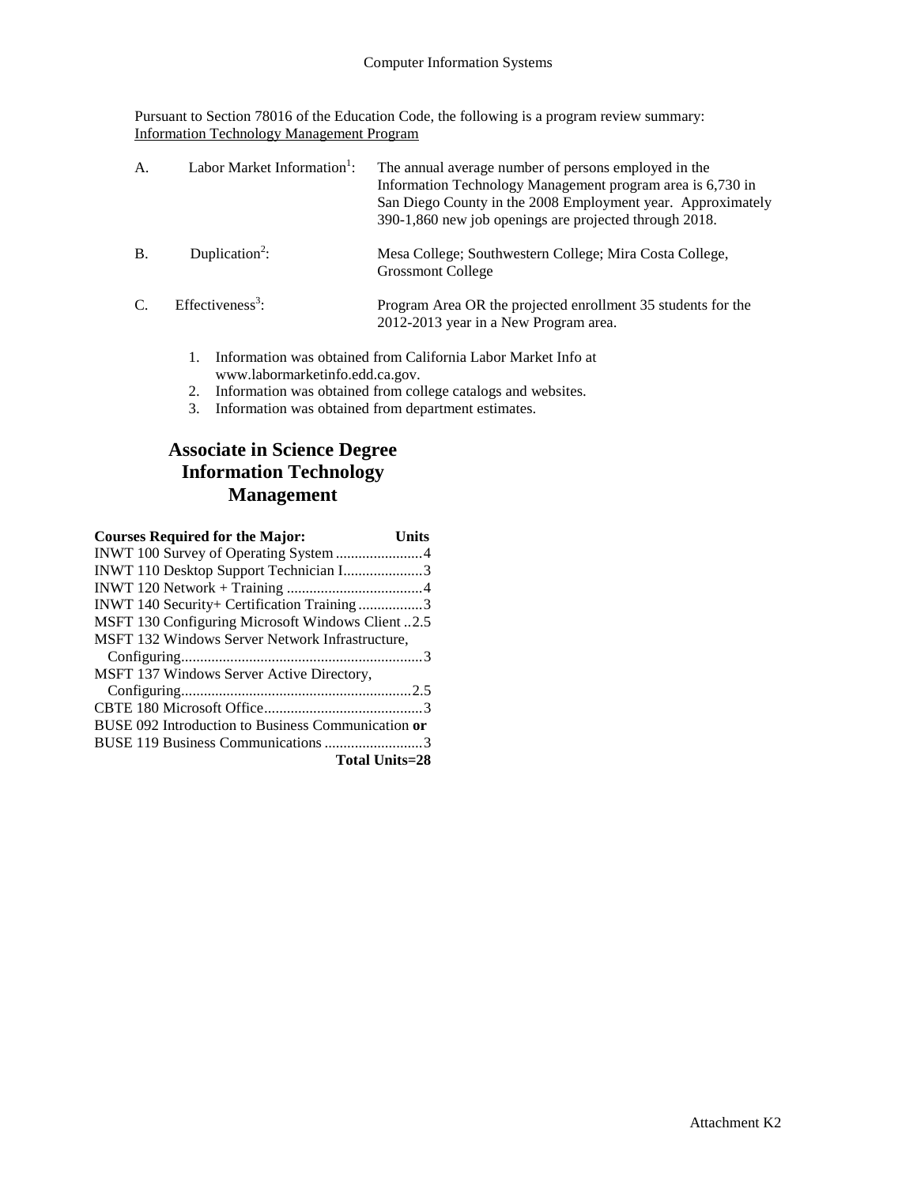Computer Information Systems

Pursuant to Section 78016 of the Education Code, the following is a program review summary:
Information Technology Management Program

| | | |
|---|---|---|
| A. | Labor Market Information[1]: | The annual average number of persons employed in the Information Technology Management program area is 6,730 in San Diego County in the 2008 Employment year. Approximately 390-1,860 new job openings are projected through 2018. |
| B. | Duplication[2]: | Mesa College; Southwestern College; Mira Costa College, Grossmont College |
| C. | Effectiveness[3]: | Program Area OR the projected enrollment 35 students for the 2012-2013 year in a New Program area. |

1. Information was obtained from California Labor Market Info at www.labormarketinfo.edd.ca.gov.
2. Information was obtained from college catalogs and websites.
3. Information was obtained from department estimates.

## Associate in Science Degree Information Technology Management

| Courses Required for the Major: | Units |
|---|---|
| INWT 100 Survey of Operating System | 4 |
| INWT 110 Desktop Support Technician I | 3 |
| INWT 120 Network + Training | 4 |
| INWT 140 Security+ Certification Training | 3 |
| MSFT 130 Configuring Microsoft Windows Client | 2.5 |
| MSFT 132 Windows Server Network Infrastructure, Configuring | 3 |
| MSFT 137 Windows Server Active Directory, Configuring | 2.5 |
| CBTE 180 Microsoft Office | 3 |
| BUSE 092 Introduction to Business Communication **or** BUSE 119 Business Communications | 3 |
| | **Total Units=28** |

Attachment K2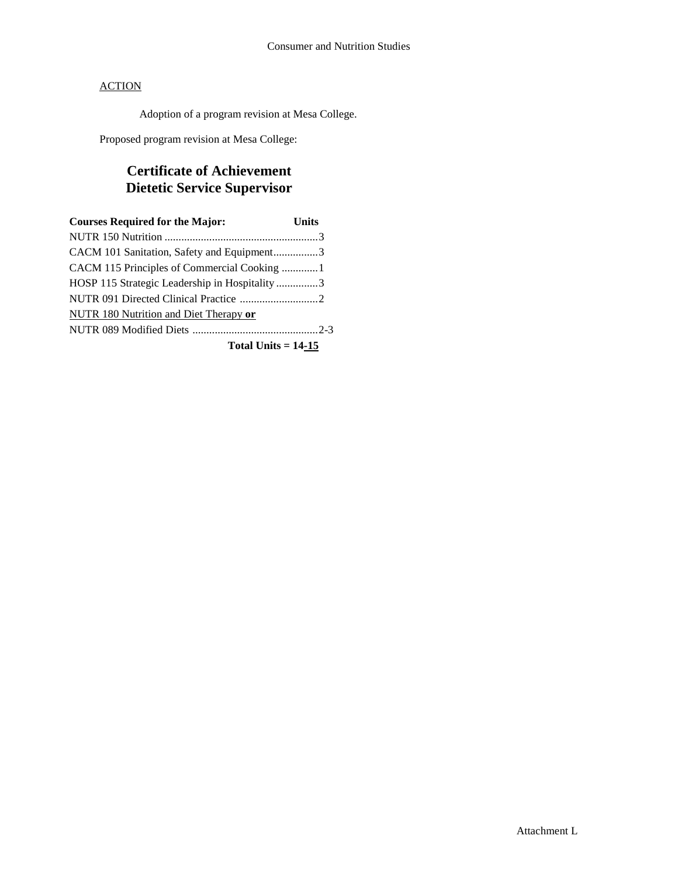ACTION

Adoption of a program revision at Mesa College.

Proposed program revision at Mesa College:

## Certificate of Achievement
## Dietetic Service Supervisor

| Courses Required for the Major: | Units |
| --- | --- |
| NUTR 150 Nutrition | 3 |
| CACM 101 Sanitation, Safety and Equipment | 3 |
| CACM 115 Principles of Commercial Cooking | 1 |
| HOSP 115 Strategic Leadership in Hospitality | 3 |
| NUTR 091 Directed Clinical Practice | 2 |
| <u>NUTR 180 Nutrition and Diet Therapy **or**</u> | |
| NUTR 089 Modified Diets | 2-3 |
| **Total Units =** | **14-<u>15</u>** |

Attachment L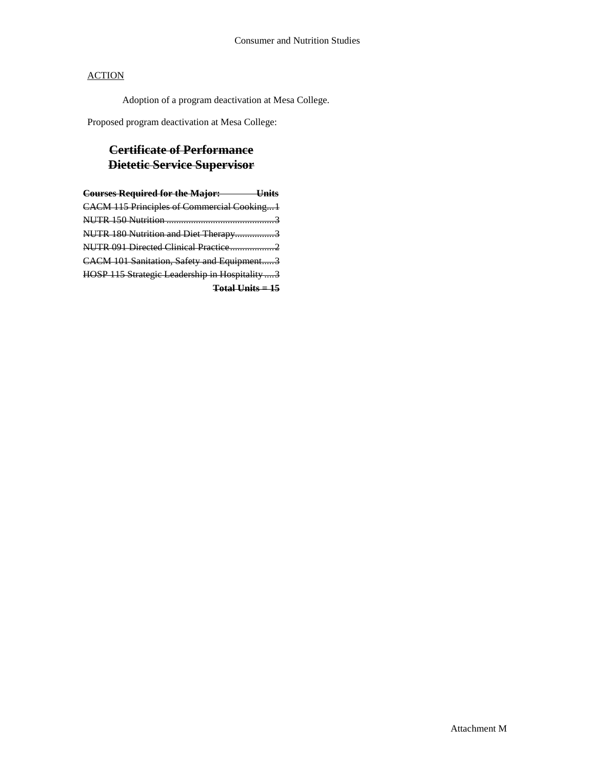ACTION

Adoption of a program deactivation at Mesa College.

Proposed program deactivation at Mesa College:

## ~~Certificate of Performance~~
## ~~Dietetic Service Supervisor~~

| ~~**Courses Required for the Major:**~~ | ~~**Units**~~ |
|---|---|
| ~~CACM 115 Principles of Commercial Cooking~~ | ~~1~~ |
| ~~NUTR 150 Nutrition~~ | ~~3~~ |
| ~~NUTR 180 Nutrition and Diet Therapy~~ | ~~3~~ |
| ~~NUTR 091 Directed Clinical Practice~~ | ~~2~~ |
| ~~CACM 101 Sanitation, Safety and Equipment~~ | ~~3~~ |
| ~~HOSP 115 Strategic Leadership in Hospitality~~ | ~~3~~ |
| | ~~**Total Units = 15**~~ |

Attachment M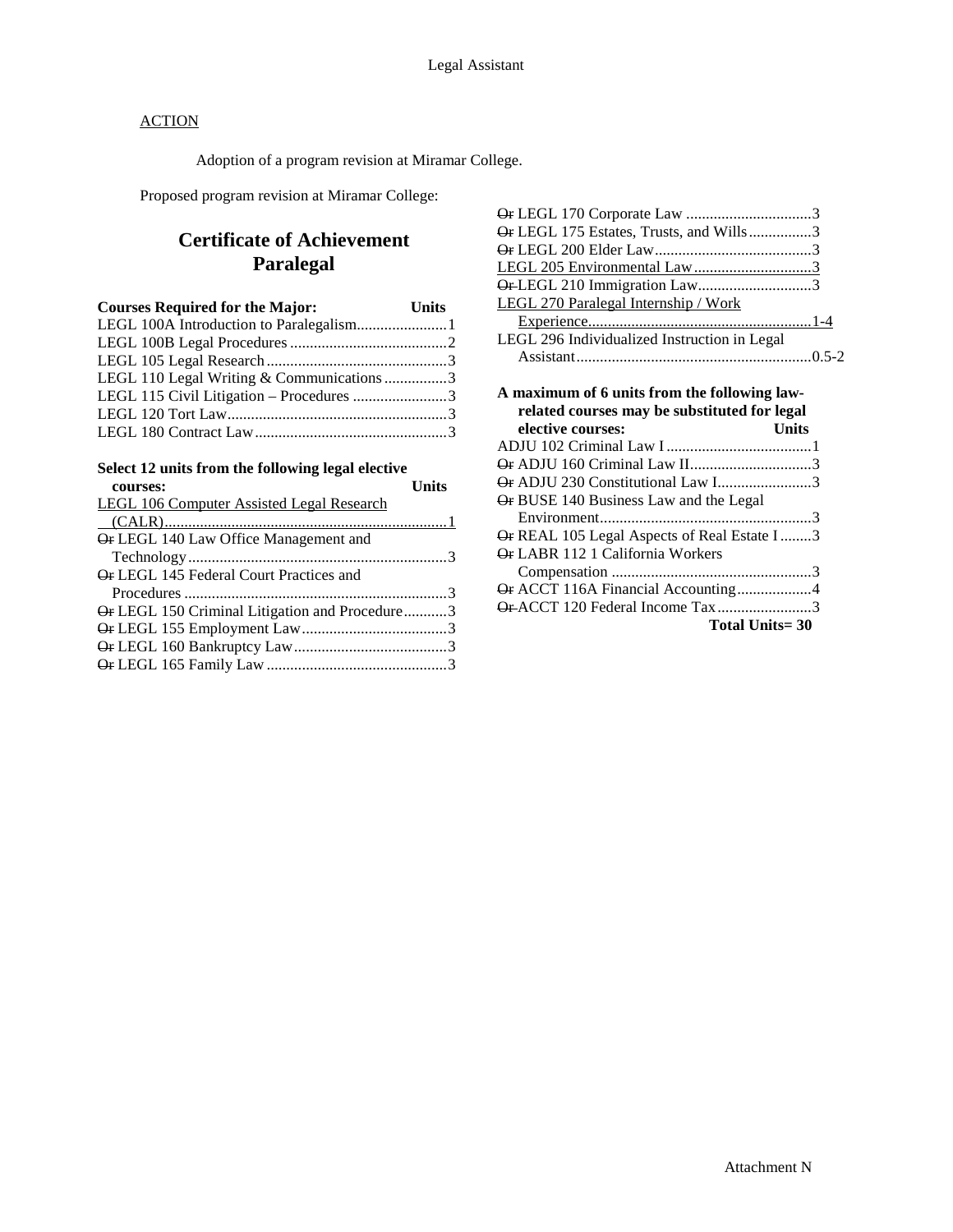Legal Assistant

ACTION

Adoption of a program revision at Miramar College.

Proposed program revision at Miramar College:

## Certificate of Achievement
## Paralegal

**Courses Required for the Major: Units**

LEGL 100A Introduction to Paralegalism.......................1
LEGL 100B Legal Procedures ........................................2
LEGL 105 Legal Research..............................................3
LEGL 110 Legal Writing & Communications................3
LEGL 115 Civil Litigation – Procedures ........................3
LEGL 120 Tort Law........................................................3
LEGL 180 Contract Law.................................................3

**Select 12 units from the following legal elective courses: Units**

LEGL 106 Computer Assisted Legal Research (CALR)........................................................................1
~~Or~~ LEGL 140 Law Office Management and Technology..................................................................3
~~Or~~ LEGL 145 Federal Court Practices and Procedures ...................................................................3
~~Or~~ LEGL 150 Criminal Litigation and Procedure...........3
~~Or~~ LEGL 155 Employment Law.....................................3
~~Or~~ LEGL 160 Bankruptcy Law.......................................3
~~Or~~ LEGL 165 Family Law ..............................................3
~~Or~~ LEGL 170 Corporate Law ................................3
~~Or~~ LEGL 175 Estates, Trusts, and Wills................3
~~Or~~ LEGL 200 Elder Law........................................3
LEGL 205 Environmental Law..............................3
~~Or~~ LEGL 210 Immigration Law.............................3
LEGL 270 Paralegal Internship / Work Experience.........................................................1-4
LEGL 296 Individualized Instruction in Legal Assistant...........................................................0.5-2

**A maximum of 6 units from the following law-related courses may be substituted for legal elective courses: Units**

ADJU 102 Criminal Law I .....................................1
~~Or~~ ADJU 160 Criminal Law II...............................3
~~Or~~ ADJU 230 Constitutional Law I........................3
~~Or~~ BUSE 140 Business Law and the Legal Environment......................................................3
~~Or~~ REAL 105 Legal Aspects of Real Estate I ........3
~~Or~~ LABR 112 1 California Workers Compensation ...................................................3
~~Or~~ ACCT 116A Financial Accounting...................4
~~Or~~ ACCT 120 Federal Income Tax........................3

**Total Units= 30**

Attachment N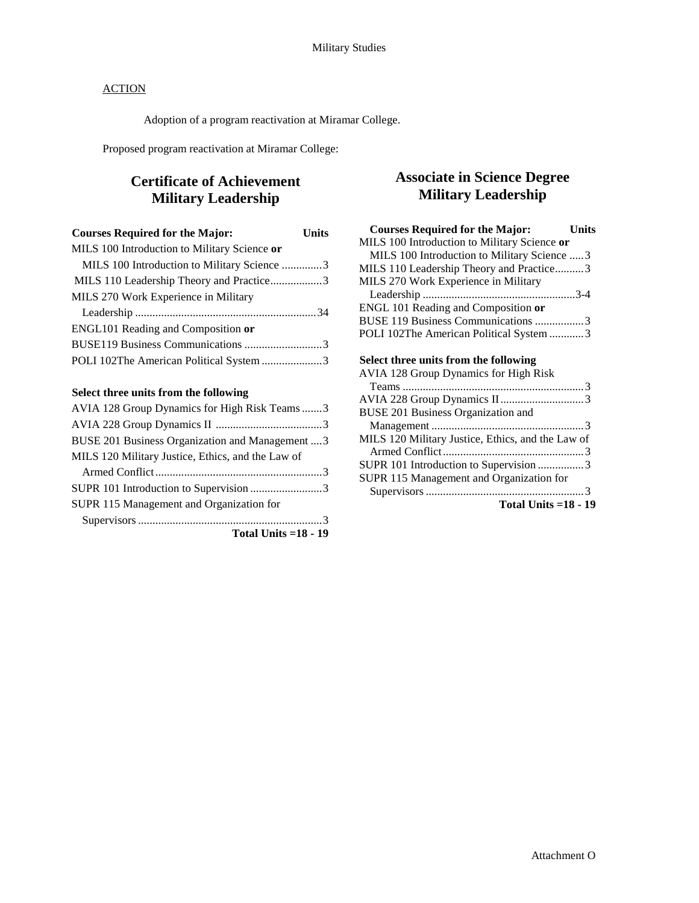Military Studies

ACTION

Adoption of a program reactivation at Miramar College.

Proposed program reactivation at Miramar College:

## Certificate of Achievement
## Military Leadership

| Courses Required for the Major: | Units |
|---|---|
| MILS 100 Introduction to Military Science **or** | |
| MILS 100 Introduction to Military Science | 3 |
| MILS 110 Leadership Theory and Practice | 3 |
| MILS 270 Work Experience in Military Leadership | 34 |
| ENGL101 Reading and Composition **or** | |
| BUSE119 Business Communications | 3 |
| POLI 102The American Political System | 3 |

**Select three units from the following**

| | |
|---|---|
| AVIA 128 Group Dynamics for High Risk Teams | 3 |
| AVIA 228 Group Dynamics II | 3 |
| BUSE 201 Business Organization and Management | 3 |
| MILS 120 Military Justice, Ethics, and the Law of Armed Conflict | 3 |
| SUPR 101 Introduction to Supervision | 3 |
| SUPR 115 Management and Organization for Supervisors | 3 |
| **Total Units =18 - 19** | |

## Associate in Science Degree
## Military Leadership

| Courses Required for the Major: | Units |
|---|---|
| MILS 100 Introduction to Military Science **or** | |
| MILS 100 Introduction to Military Science | 3 |
| MILS 110 Leadership Theory and Practice | 3 |
| MILS 270 Work Experience in Military Leadership | 3-4 |
| ENGL 101 Reading and Composition **or** | |
| BUSE 119 Business Communications | 3 |
| POLI 102The American Political System | 3 |

**Select three units from the following**

| | |
|---|---|
| AVIA 128 Group Dynamics for High Risk Teams | 3 |
| AVIA 228 Group Dynamics II | 3 |
| BUSE 201 Business Organization and Management | 3 |
| MILS 120 Military Justice, Ethics, and the Law of Armed Conflict | 3 |
| SUPR 101 Introduction to Supervision | 3 |
| SUPR 115 Management and Organization for Supervisors | 3 |
| **Total Units =18 - 19** | |

Attachment O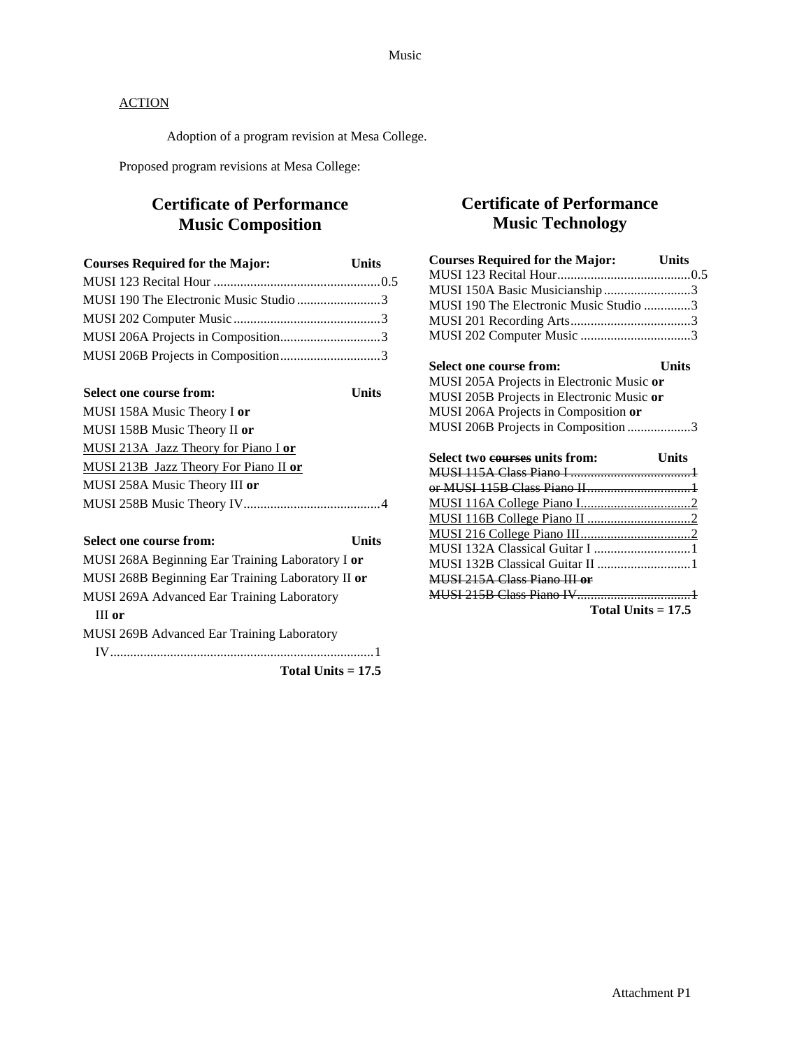ACTION

Adoption of a program revision at Mesa College.

Proposed program revisions at Mesa College:

## Certificate of Performance Music Composition

| **Courses Required for the Major:** | **Units** |
|---|---|
| MUSI 123 Recital Hour | 0.5 |
| MUSI 190 The Electronic Music Studio | 3 |
| MUSI 202 Computer Music | 3 |
| MUSI 206A Projects in Composition | 3 |
| MUSI 206B Projects in Composition | 3 |

| **Select one course from:** | **Units** |
|---|---|
| MUSI 158A Music Theory I **or** | |
| MUSI 158B Music Theory II **or** | |
| <u>MUSI 213A Jazz Theory for Piano I **or**</u> | |
| <u>MUSI 213B Jazz Theory For Piano II **or**</u> | |
| MUSI 258A Music Theory III **or** | |
| MUSI 258B Music Theory IV | 4 |

| **Select one course from:** | **Units** |
|---|---|
| MUSI 268A Beginning Ear Training Laboratory I **or** | |
| MUSI 268B Beginning Ear Training Laboratory II **or** | |
| MUSI 269A Advanced Ear Training Laboratory III **or** | |
| MUSI 269B Advanced Ear Training Laboratory IV | 1 |

**Total Units = 17.5**

## Certificate of Performance Music Technology

| **Courses Required for the Major:** | **Units** |
|---|---|
| MUSI 123 Recital Hour | 0.5 |
| MUSI 150A Basic Musicianship | 3 |
| MUSI 190 The Electronic Music Studio | 3 |
| MUSI 201 Recording Arts | 3 |
| MUSI 202 Computer Music | 3 |

| **Select one course from:** | **Units** |
|---|---|
| MUSI 205A Projects in Electronic Music **or** | |
| MUSI 205B Projects in Electronic Music **or** | |
| MUSI 206A Projects in Composition **or** | |
| MUSI 206B Projects in Composition | 3 |

| **Select two ~~courses~~ units from:** | **Units** |
|---|---|
| ~~MUSI 115A Class Piano I~~ | ~~1~~ |
| ~~or MUSI 115B Class Piano II~~ | ~~1~~ |
| <u>MUSI 116A College Piano I</u> | <u>2</u> |
| <u>MUSI 116B College Piano II</u> | <u>2</u> |
| <u>MUSI 216 College Piano III</u> | <u>2</u> |
| MUSI 132A Classical Guitar I | 1 |
| MUSI 132B Classical Guitar II | 1 |
| ~~MUSI 215A Class Piano III or~~ | |
| ~~MUSI 215B Class Piano IV~~ | ~~1~~ |

**Total Units = 17.5**

Attachment P1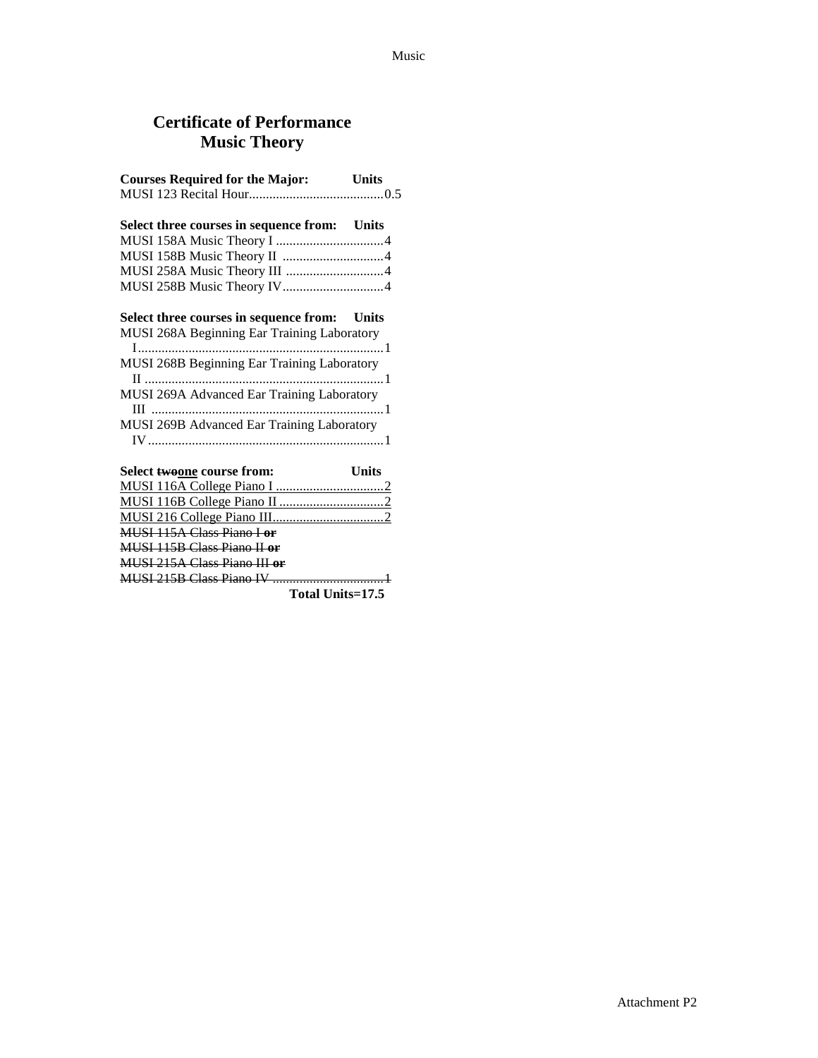# Certificate of Performance
## Music Theory

| Courses Required for the Major: | Units |
|---|---|
| MUSI 123 Recital Hour | 0.5 |

| Select three courses in sequence from: | Units |
|---|---|
| MUSI 158A Music Theory I | 4 |
| MUSI 158B Music Theory II | 4 |
| MUSI 258A Music Theory III | 4 |
| MUSI 258B Music Theory IV | 4 |

| Select three courses in sequence from: | Units |
|---|---|
| MUSI 268A Beginning Ear Training Laboratory I | 1 |
| MUSI 268B Beginning Ear Training Laboratory II | 1 |
| MUSI 269A Advanced Ear Training Laboratory III | 1 |
| MUSI 269B Advanced Ear Training Laboratory IV | 1 |

| Select ~~two~~<u>one</u> course from: | Units |
|---|---|
| <u>MUSI 116A College Piano I</u> | <u>2</u> |
| <u>MUSI 116B College Piano II</u> | <u>2</u> |
| <u>MUSI 216 College Piano III</u> | <u>2</u> |
| ~~MUSI 115A Class Piano I **or**~~ | |
| ~~MUSI 115B Class Piano II **or**~~ | |
| ~~MUSI 215A Class Piano III **or**~~ | |
| ~~MUSI 215B Class Piano IV~~ | ~~1~~ |

**Total Units=17.5**